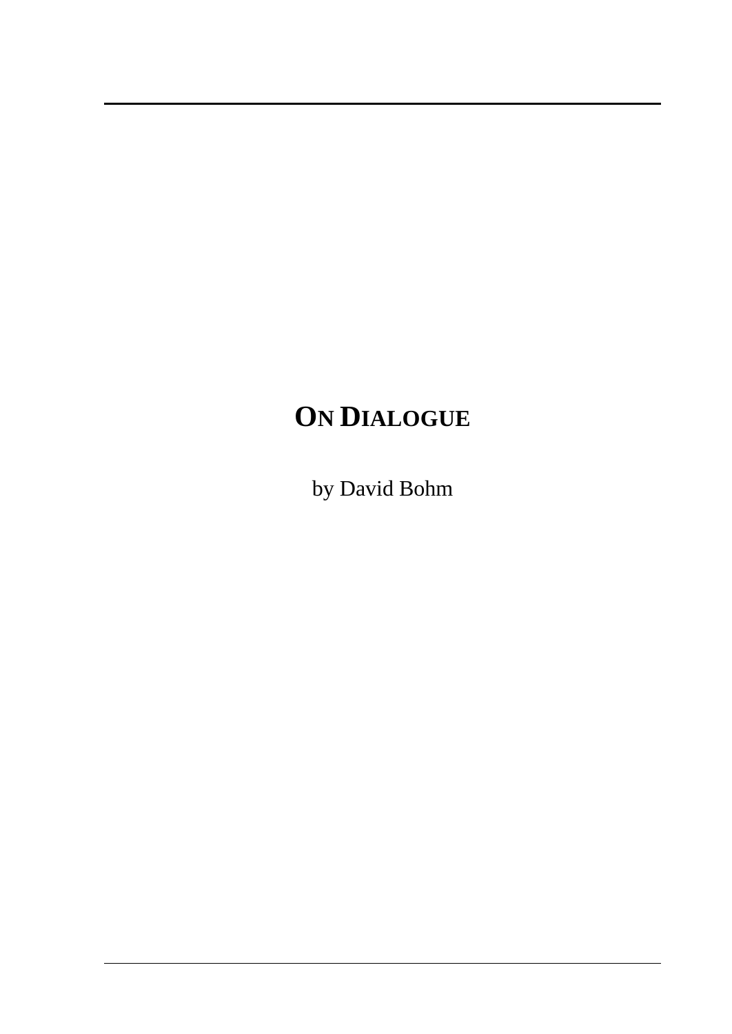# ON DIALOGUE

by David Bohm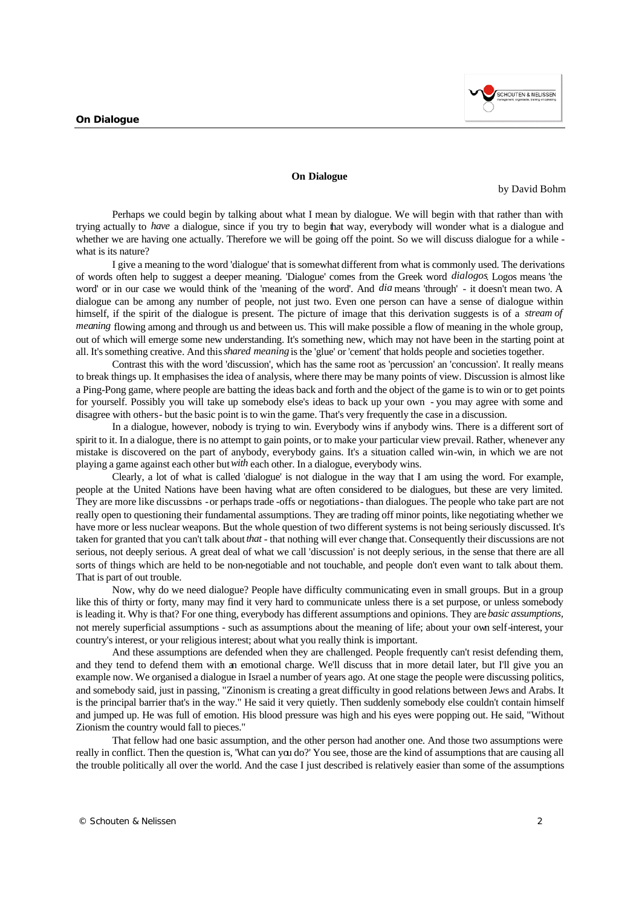## On Dialogue

by David Bohm

Perhaps we could begin by talking about what I mean by dialogue. We will begin with that rather than with trying actually to *have* a dialogue, since if you try to begin that way, everybody will wonder what is a dialogue and whether we are having one actually. Therefore we will be going off the point. So we will discuss dialogue for a while - what is its nature?

I give a meaning to the word 'dialogue' that is somewhat different from what is commonly used. The derivations of words often help to suggest a deeper meaning. 'Dialogue' comes from the Greek word *dialogos*. Logos means 'the word' or in our case we would think of the 'meaning of the word'. And *dia* means 'through' - it doesn't mean two. A dialogue can be among any number of people, not just two. Even one person can have a sense of dialogue within himself, if the spirit of the dialogue is present. The picture of image that this derivation suggests is of a *stream of meaning* flowing among and through us and between us. This will make possible a flow of meaning in the whole group, out of which will emerge some new understanding. It's something new, which may not have been in the starting point at all. It's something creative. And this *shared meaning* is the 'glue' or 'cement' that holds people and societies together.

Contrast this with the word 'discussion', which has the same root as 'percussion' an 'concussion'. It really means to break things up. It emphasises the idea of analysis, where there may be many points of view. Discussion is almost like a Ping-Pong game, where people are batting the ideas back and forth and the object of the game is to win or to get points for yourself. Possibly you will take up somebody else's ideas to back up your own - you may agree with some and disagree with others - but the basic point is to win the game. That's very frequently the case in a discussion.

In a dialogue, however, nobody is trying to win. Everybody wins if anybody wins. There is a different sort of spirit to it. In a dialogue, there is no attempt to gain points, or to make your particular view prevail. Rather, whenever any mistake is discovered on the part of anybody, everybody gains. It's a situation called win-win, in which we are not playing a game against each other but *with* each other. In a dialogue, everybody wins.

Clearly, a lot of what is called 'dialogue' is not dialogue in the way that I am using the word. For example, people at the United Nations have been having what are often considered to be dialogues, but these are very limited. They are more like discussions - or perhaps trade-offs or negotiations - than dialogues. The people who take part are not really open to questioning their fundamental assumptions. They are trading off minor points, like negotiating whether we have more or less nuclear weapons. But the whole question of two different systems is not being seriously discussed. It's taken for granted that you can't talk about *that* - that nothing will ever change that. Consequently their discussions are not serious, not deeply serious. A great deal of what we call 'discussion' is not deeply serious, in the sense that there are all sorts of things which are held to be non-negotiable and not touchable, and people don't even want to talk about them. That is part of out trouble.

Now, why do we need dialogue? People have difficulty communicating even in small groups. But in a group like this of thirty or forty, many may find it very hard to communicate unless there is a set purpose, or unless somebody is leading it. Why is that? For one thing, everybody has different assumptions and opinions. They are *basic assumptions*, not merely superficial assumptions - such as assumptions about the meaning of life; about your own self-interest, your country's interest, or your religious interest; about what you really think is important.

And these assumptions are defended when they are challenged. People frequently can't resist defending them, and they tend to defend them with an emotional charge. We'll discuss that in more detail later, but I'll give you an example now. We organised a dialogue in Israel a number of years ago. At one stage the people were discussing politics, and somebody said, just in passing, "Zinonism is creating a great difficulty in good relations between Jews and Arabs. It is the principal barrier that's in the way." He said it very quietly. Then suddenly somebody else couldn't contain himself and jumped up. He was full of emotion. His blood pressure was high and his eyes were popping out. He said, "Without Zionism the country would fall to pieces."

That fellow had one basic assumption, and the other person had another one. And those two assumptions were really in conflict. Then the question is, 'What can you do?' You see, those are the kind of assumptions that are causing all the trouble politically all over the world. And the case I just described is relatively easier than some of the assumptions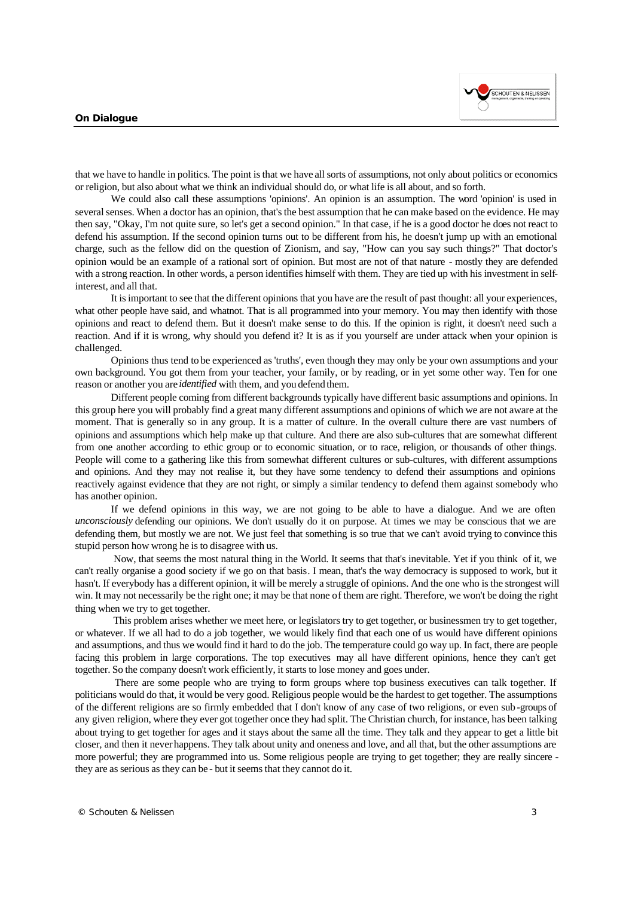that we have to handle in politics. The point is that we have all sorts of assumptions, not only about politics or economics or religion, but also about what we think an individual should do, or what life is all about, and so forth.

We could also call these assumptions 'opinions'. An opinion is an assumption. The word 'opinion' is used in several senses. When a doctor has an opinion, that's the best assumption that he can make based on the evidence. He may then say, "Okay, I'm not quite sure, so let's get a second opinion." In that case, if he is a good doctor he does not react to defend his assumption. If the second opinion turns out to be different from his, he doesn't jump up with an emotional charge, such as the fellow did on the question of Zionism, and say, "How can you say such things?" That doctor's opinion would be an example of a rational sort of opinion. But most are not of that nature - mostly they are defended with a strong reaction. In other words, a person identifies himself with them. They are tied up with his investment in self-interest, and all that.

It is important to see that the different opinions that you have are the result of past thought: all your experiences, what other people have said, and whatnot. That is all programmed into your memory. You may then identify with those opinions and react to defend them. But it doesn't make sense to do this. If the opinion is right, it doesn't need such a reaction. And if it is wrong, why should you defend it? It is as if you yourself are under attack when your opinion is challenged.

Opinions thus tend to be experienced as 'truths', even though they may only be your own assumptions and your own background. You got them from your teacher, your family, or by reading, or in yet some other way. Ten for one reason or another you are *identified* with them, and you defend them.

Different people coming from different backgrounds typically have different basic assumptions and opinions. In this group here you will probably find a great many different assumptions and opinions of which we are not aware at the moment. That is generally so in any group. It is a matter of culture. In the overall culture there are vast numbers of opinions and assumptions which help make up that culture. And there are also sub-cultures that are somewhat different from one another according to ethic group or to economic situation, or to race, religion, or thousands of other things. People will come to a gathering like this from somewhat different cultures or sub-cultures, with different assumptions and opinions. And they may not realise it, but they have some tendency to defend their assumptions and opinions reactively against evidence that they are not right, or simply a similar tendency to defend them against somebody who has another opinion.

If we defend opinions in this way, we are not going to be able to have a dialogue. And we are often *unconsciously* defending our opinions. We don't usually do it on purpose. At times we may be conscious that we are defending them, but mostly we are not. We just feel that something is so true that we can't avoid trying to convince this stupid person how wrong he is to disagree with us.

Now, that seems the most natural thing in the World. It seems that that's inevitable. Yet if you think of it, we can't really organise a good society if we go on that basis. I mean, that's the way democracy is supposed to work, but it hasn't. If everybody has a different opinion, it will be merely a struggle of opinions. And the one who is the strongest will win. It may not necessarily be the right one; it may be that none of them are right. Therefore, we won't be doing the right thing when we try to get together.

This problem arises whether we meet here, or legislators try to get together, or businessmen try to get together, or whatever. If we all had to do a job together, we would likely find that each one of us would have different opinions and assumptions, and thus we would find it hard to do the job. The temperature could go way up. In fact, there are people facing this problem in large corporations. The top executives may all have different opinions, hence they can't get together. So the company doesn't work efficiently, it starts to lose money and goes under.

There are some people who are trying to form groups where top business executives can talk together. If politicians would do that, it would be very good. Religious people would be the hardest to get together. The assumptions of the different religions are so firmly embedded that I don't know of any case of two religions, or even sub-groups of any given religion, where they ever got together once they had split. The Christian church, for instance, has been talking about trying to get together for ages and it stays about the same all the time. They talk and they appear to get a little bit closer, and then it never happens. They talk about unity and oneness and love, and all that, but the other assumptions are more powerful; they are programmed into us. Some religious people are trying to get together; they are really sincere - they are as serious as they can be - but it seems that they cannot do it.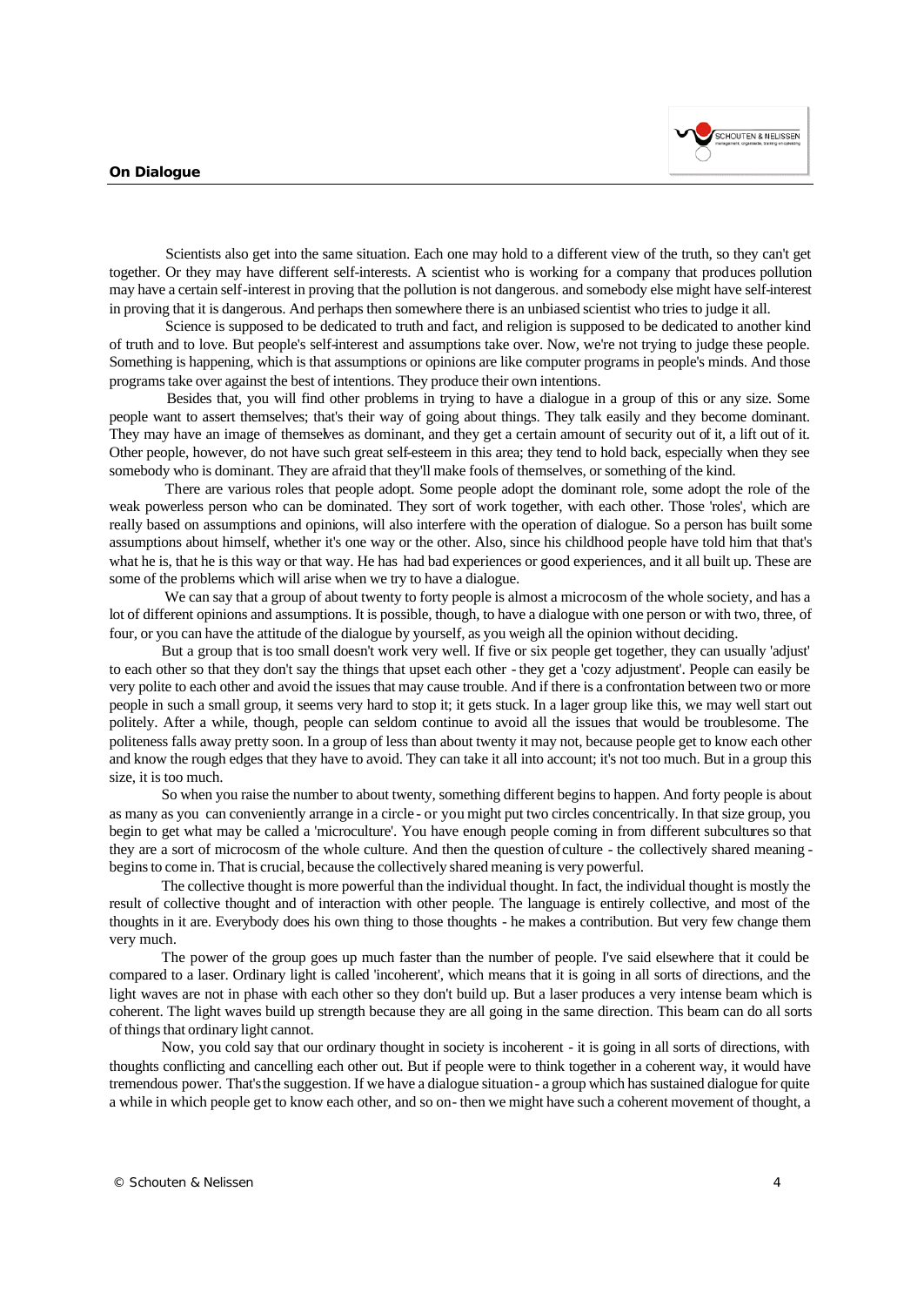Scientists also get into the same situation. Each one may hold to a different view of the truth, so they can't get together. Or they may have different self-interests. A scientist who is working for a company that produces pollution may have a certain self-interest in proving that the pollution is not dangerous. and somebody else might have self-interest in proving that it is dangerous. And perhaps then somewhere there is an unbiased scientist who tries to judge it all.

Science is supposed to be dedicated to truth and fact, and religion is supposed to be dedicated to another kind of truth and to love. But people's self-interest and assumptions take over. Now, we're not trying to judge these people. Something is happening, which is that assumptions or opinions are like computer programs in people's minds. And those programs take over against the best of intentions. They produce their own intentions.

Besides that, you will find other problems in trying to have a dialogue in a group of this or any size. Some people want to assert themselves; that's their way of going about things. They talk easily and they become dominant. They may have an image of themselves as dominant, and they get a certain amount of security out of it, a lift out of it. Other people, however, do not have such great self-esteem in this area; they tend to hold back, especially when they see somebody who is dominant. They are afraid that they'll make fools of themselves, or something of the kind.

There are various roles that people adopt. Some people adopt the dominant role, some adopt the role of the weak powerless person who can be dominated. They sort of work together, with each other. Those 'roles', which are really based on assumptions and opinions, will also interfere with the operation of dialogue. So a person has built some assumptions about himself, whether it's one way or the other. Also, since his childhood people have told him that that's what he is, that he is this way or that way. He has had bad experiences or good experiences, and it all built up. These are some of the problems which will arise when we try to have a dialogue.

We can say that a group of about twenty to forty people is almost a microcosm of the whole society, and has a lot of different opinions and assumptions. It is possible, though, to have a dialogue with one person or with two, three, of four, or you can have the attitude of the dialogue by yourself, as you weigh all the opinion without deciding.

But a group that is too small doesn't work very well. If five or six people get together, they can usually 'adjust' to each other so that they don't say the things that upset each other - they get a 'cozy adjustment'. People can easily be very polite to each other and avoid the issues that may cause trouble. And if there is a confrontation between two or more people in such a small group, it seems very hard to stop it; it gets stuck. In a lager group like this, we may well start out politely. After a while, though, people can seldom continue to avoid all the issues that would be troublesome. The politeness falls away pretty soon. In a group of less than about twenty it may not, because people get to know each other and know the rough edges that they have to avoid. They can take it all into account; it's not too much. But in a group this size, it is too much.

So when you raise the number to about twenty, something different begins to happen. And forty people is about as many as you can conveniently arrange in a circle - or you might put two circles concentrically. In that size group, you begin to get what may be called a 'microculture'. You have enough people coming in from different subcultures so that they are a sort of microcosm of the whole culture. And then the question of culture - the collectively shared meaning - begins to come in. That is crucial, because the collectively shared meaning is very powerful.

The collective thought is more powerful than the individual thought. In fact, the individual thought is mostly the result of collective thought and of interaction with other people. The language is entirely collective, and most of the thoughts in it are. Everybody does his own thing to those thoughts - he makes a contribution. But very few change them very much.

The power of the group goes up much faster than the number of people. I've said elsewhere that it could be compared to a laser. Ordinary light is called 'incoherent', which means that it is going in all sorts of directions, and the light waves are not in phase with each other so they don't build up. But a laser produces a very intense beam which is coherent. The light waves build up strength because they are all going in the same direction. This beam can do all sorts of things that ordinary light cannot.

Now, you cold say that our ordinary thought in society is incoherent - it is going in all sorts of directions, with thoughts conflicting and cancelling each other out. But if people were to think together in a coherent way, it would have tremendous power. That's the suggestion. If we have a dialogue situation - a group which has sustained dialogue for quite a while in which people get to know each other, and so on - then we might have such a coherent movement of thought, a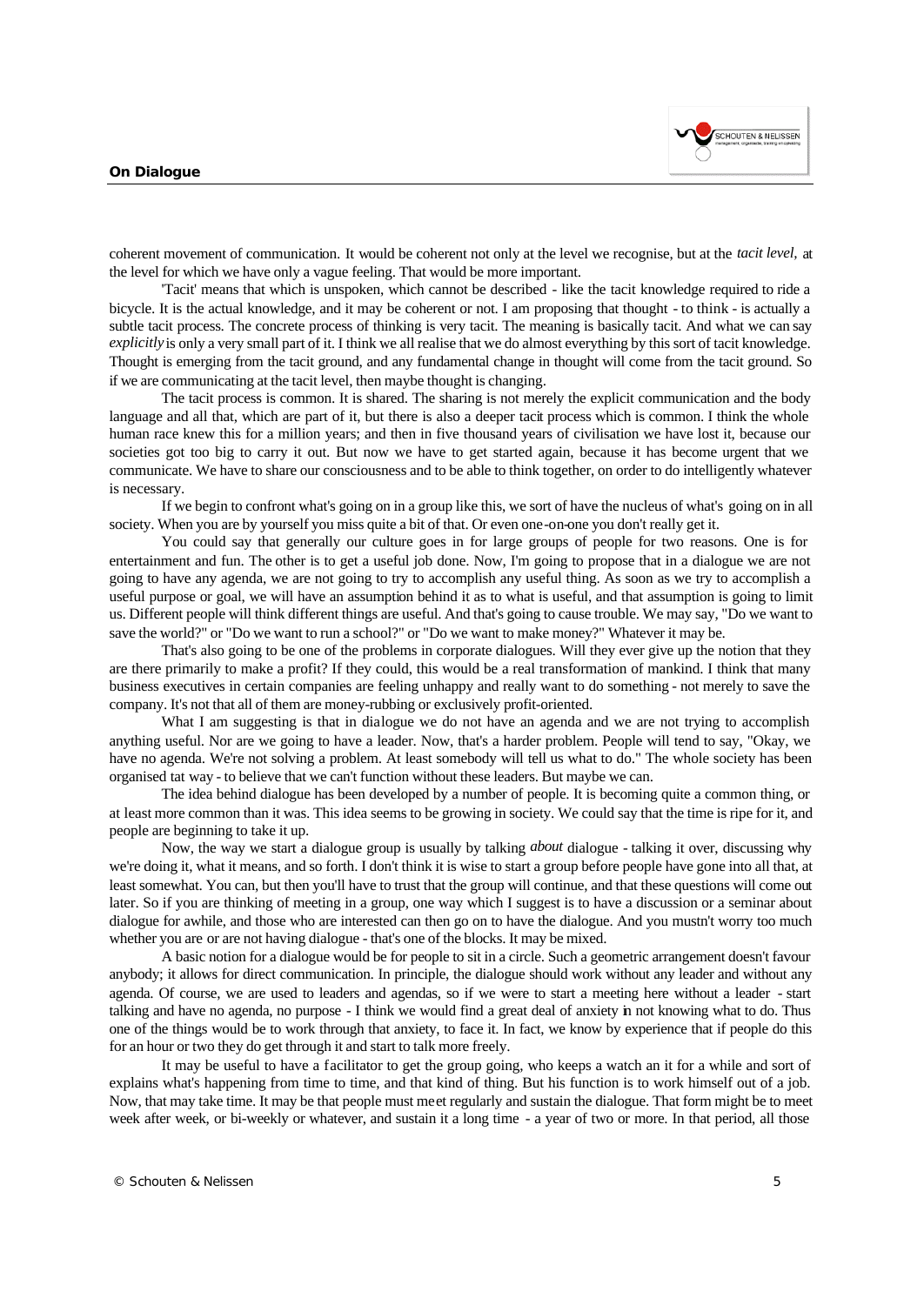coherent movement of communication. It would be coherent not only at the level we recognise, but at the *tacit level,* at the level for which we have only a vague feeling. That would be more important.

'Tacit' means that which is unspoken, which cannot be described - like the tacit knowledge required to ride a bicycle. It is the actual knowledge, and it may be coherent or not. I am proposing that thought - to think - is actually a subtle tacit process. The concrete process of thinking is very tacit. The meaning is basically tacit. And what we can say *explicitly* is only a very small part of it. I think we all realise that we do almost everything by this sort of tacit knowledge. Thought is emerging from the tacit ground, and any fundamental change in thought will come from the tacit ground. So if we are communicating at the tacit level, then maybe thought is changing.

The tacit process is common. It is shared. The sharing is not merely the explicit communication and the body language and all that, which are part of it, but there is also a deeper tacit process which is common. I think the whole human race knew this for a million years; and then in five thousand years of civilisation we have lost it, because our societies got too big to carry it out. But now we have to get started again, because it has become urgent that we communicate. We have to share our consciousness and to be able to think together, on order to do intelligently whatever is necessary.

If we begin to confront what's going on in a group like this, we sort of have the nucleus of what's going on in all society. When you are by yourself you miss quite a bit of that. Or even one-on-one you don't really get it.

You could say that generally our culture goes in for large groups of people for two reasons. One is for entertainment and fun. The other is to get a useful job done. Now, I'm going to propose that in a dialogue we are not going to have any agenda, we are not going to try to accomplish any useful thing. As soon as we try to accomplish a useful purpose or goal, we will have an assumption behind it as to what is useful, and that assumption is going to limit us. Different people will think different things are useful. And that's going to cause trouble. We may say, "Do we want to save the world?" or "Do we want to run a school?" or "Do we want to make money?" Whatever it may be.

That's also going to be one of the problems in corporate dialogues. Will they ever give up the notion that they are there primarily to make a profit? If they could, this would be a real transformation of mankind. I think that many business executives in certain companies are feeling unhappy and really want to do something - not merely to save the company. It's not that all of them are money-rubbing or exclusively profit-oriented.

What I am suggesting is that in dialogue we do not have an agenda and we are not trying to accomplish anything useful. Nor are we going to have a leader. Now, that's a harder problem. People will tend to say, "Okay, we have no agenda. We're not solving a problem. At least somebody will tell us what to do." The whole society has been organised tat way - to believe that we can't function without these leaders. But maybe we can.

The idea behind dialogue has been developed by a number of people. It is becoming quite a common thing, or at least more common than it was. This idea seems to be growing in society. We could say that the time is ripe for it, and people are beginning to take it up.

Now, the way we start a dialogue group is usually by talking *about* dialogue - talking it over, discussing why we're doing it, what it means, and so forth. I don't think it is wise to start a group before people have gone into all that, at least somewhat. You can, but then you'll have to trust that the group will continue, and that these questions will come out later. So if you are thinking of meeting in a group, one way which I suggest is to have a discussion or a seminar about dialogue for awhile, and those who are interested can then go on to have the dialogue. And you mustn't worry too much whether you are or are not having dialogue - that's one of the blocks. It may be mixed.

A basic notion for a dialogue would be for people to sit in a circle. Such a geometric arrangement doesn't favour anybody; it allows for direct communication. In principle, the dialogue should work without any leader and without any agenda. Of course, we are used to leaders and agendas, so if we were to start a meeting here without a leader - start talking and have no agenda, no purpose - I think we would find a great deal of anxiety in not knowing what to do. Thus one of the things would be to work through that anxiety, to face it. In fact, we know by experience that if people do this for an hour or two they do get through it and start to talk more freely.

It may be useful to have a facilitator to get the group going, who keeps a watch an it for a while and sort of explains what's happening from time to time, and that kind of thing. But his function is to work himself out of a job. Now, that may take time. It may be that people must meet regularly and sustain the dialogue. That form might be to meet week after week, or bi-weekly or whatever, and sustain it a long time - a year of two or more. In that period, all those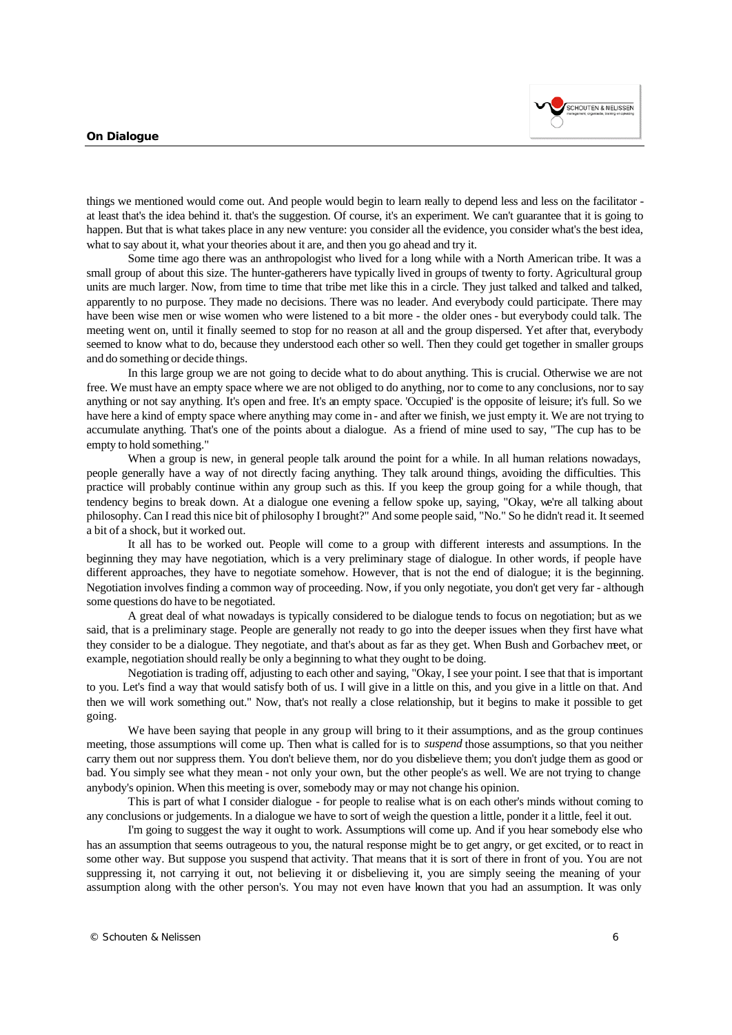things we mentioned would come out. And people would begin to learn really to depend less and less on the facilitator - at least that's the idea behind it. that's the suggestion. Of course, it's an experiment. We can't guarantee that it is going to happen. But that is what takes place in any new venture: you consider all the evidence, you consider what's the best idea, what to say about it, what your theories about it are, and then you go ahead and try it.

Some time ago there was an anthropologist who lived for a long while with a North American tribe. It was a small group of about this size. The hunter-gatherers have typically lived in groups of twenty to forty. Agricultural group units are much larger. Now, from time to time that tribe met like this in a circle. They just talked and talked and talked, apparently to no purpose. They made no decisions. There was no leader. And everybody could participate. There may have been wise men or wise women who were listened to a bit more - the older ones - but everybody could talk. The meeting went on, until it finally seemed to stop for no reason at all and the group dispersed. Yet after that, everybody seemed to know what to do, because they understood each other so well. Then they could get together in smaller groups and do something or decide things.

In this large group we are not going to decide what to do about anything. This is crucial. Otherwise we are not free. We must have an empty space where we are not obliged to do anything, nor to come to any conclusions, nor to say anything or not say anything. It's open and free. It's an empty space. 'Occupied' is the opposite of leisure; it's full. So we have here a kind of empty space where anything may come in - and after we finish, we just empty it. We are not trying to accumulate anything. That's one of the points about a dialogue. As a friend of mine used to say, "The cup has to be empty to hold something."

When a group is new, in general people talk around the point for a while. In all human relations nowadays, people generally have a way of not directly facing anything. They talk around things, avoiding the difficulties. This practice will probably continue within any group such as this. If you keep the group going for a while though, that tendency begins to break down. At a dialogue one evening a fellow spoke up, saying, "Okay, we're all talking about philosophy. Can I read this nice bit of philosophy I brought?" And some people said, "No." So he didn't read it. It seemed a bit of a shock, but it worked out.

It all has to be worked out. People will come to a group with different interests and assumptions. In the beginning they may have negotiation, which is a very preliminary stage of dialogue. In other words, if people have different approaches, they have to negotiate somehow. However, that is not the end of dialogue; it is the beginning. Negotiation involves finding a common way of proceeding. Now, if you only negotiate, you don't get very far - although some questions do have to be negotiated.

A great deal of what nowadays is typically considered to be dialogue tends to focus on negotiation; but as we said, that is a preliminary stage. People are generally not ready to go into the deeper issues when they first have what they consider to be a dialogue. They negotiate, and that's about as far as they get. When Bush and Gorbachev meet, or example, negotiation should really be only a beginning to what they ought to be doing.

Negotiation is trading off, adjusting to each other and saying, "Okay, I see your point. I see that that is important to you. Let's find a way that would satisfy both of us. I will give in a little on this, and you give in a little on that. And then we will work something out." Now, that's not really a close relationship, but it begins to make it possible to get going.

We have been saying that people in any group will bring to it their assumptions, and as the group continues meeting, those assumptions will come up. Then what is called for is to *suspend* those assumptions, so that you neither carry them out nor suppress them. You don't believe them, nor do you disbelieve them; you don't judge them as good or bad. You simply see what they mean - not only your own, but the other people's as well. We are not trying to change anybody's opinion. When this meeting is over, somebody may or may not change his opinion.

This is part of what I consider dialogue - for people to realise what is on each other's minds without coming to any conclusions or judgements. In a dialogue we have to sort of weigh the question a little, ponder it a little, feel it out.

I'm going to suggest the way it ought to work. Assumptions will come up. And if you hear somebody else who has an assumption that seems outrageous to you, the natural response might be to get angry, or get excited, or to react in some other way. But suppose you suspend that activity. That means that it is sort of there in front of you. You are not suppressing it, not carrying it out, not believing it or disbelieving it, you are simply seeing the meaning of your assumption along with the other person's. You may not even have known that you had an assumption. It was only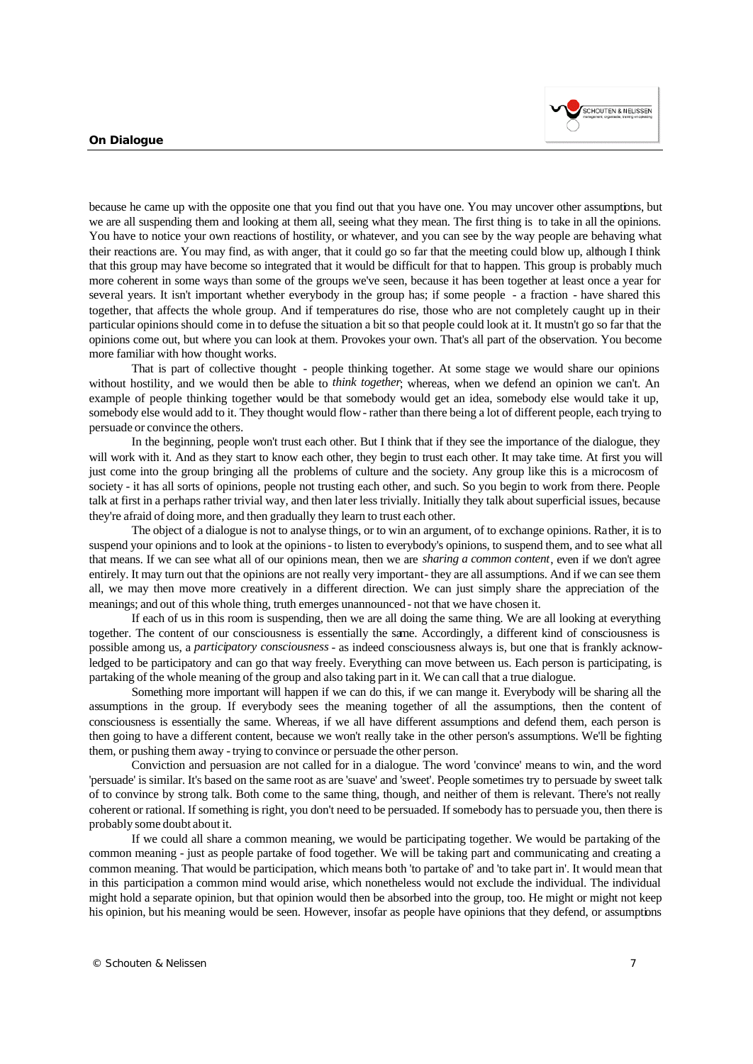because he came up with the opposite one that you find out that you have one. You may uncover other assumptions, but we are all suspending them and looking at them all, seeing what they mean. The first thing is to take in all the opinions. You have to notice your own reactions of hostility, or whatever, and you can see by the way people are behaving what their reactions are. You may find, as with anger, that it could go so far that the meeting could blow up, although I think that this group may have become so integrated that it would be difficult for that to happen. This group is probably much more coherent in some ways than some of the groups we've seen, because it has been together at least once a year for several years. It isn't important whether everybody in the group has; if some people - a fraction - have shared this together, that affects the whole group. And if temperatures do rise, those who are not completely caught up in their particular opinions should come in to defuse the situation a bit so that people could look at it. It mustn't go so far that the opinions come out, but where you can look at them. Provokes your own. That's all part of the observation. You become more familiar with how thought works.

That is part of collective thought - people thinking together. At some stage we would share our opinions without hostility, and we would then be able to *think together*; whereas, when we defend an opinion we can't. An example of people thinking together would be that somebody would get an idea, somebody else would take it up, somebody else would add to it. They thought would flow - rather than there being a lot of different people, each trying to persuade or convince the others.

In the beginning, people won't trust each other. But I think that if they see the importance of the dialogue, they will work with it. And as they start to know each other, they begin to trust each other. It may take time. At first you will just come into the group bringing all the problems of culture and the society. Any group like this is a microcosm of society - it has all sorts of opinions, people not trusting each other, and such. So you begin to work from there. People talk at first in a perhaps rather trivial way, and then later less trivially. Initially they talk about superficial issues, because they're afraid of doing more, and then gradually they learn to trust each other.

The object of a dialogue is not to analyse things, or to win an argument, of to exchange opinions. Rather, it is to suspend your opinions and to look at the opinions - to listen to everybody's opinions, to suspend them, and to see what all that means. If we can see what all of our opinions mean, then we are *sharing a common content*, even if we don't agree entirely. It may turn out that the opinions are not really very important - they are all assumptions. And if we can see them all, we may then move more creatively in a different direction. We can just simply share the appreciation of the meanings; and out of this whole thing, truth emerges unannounced - not that we have chosen it.

If each of us in this room is suspending, then we are all doing the same thing. We are all looking at everything together. The content of our consciousness is essentially the same. Accordingly, a different kind of consciousness is possible among us, a *participatory consciousness* - as indeed consciousness always is, but one that is frankly acknowledged to be participatory and can go that way freely. Everything can move between us. Each person is participating, is partaking of the whole meaning of the group and also taking part in it. We can call that a true dialogue.

Something more important will happen if we can do this, if we can mange it. Everybody will be sharing all the assumptions in the group. If everybody sees the meaning together of all the assumptions, then the content of consciousness is essentially the same. Whereas, if we all have different assumptions and defend them, each person is then going to have a different content, because we won't really take in the other person's assumptions. We'll be fighting them, or pushing them away - trying to convince or persuade the other person.

Conviction and persuasion are not called for in a dialogue. The word 'convince' means to win, and the word 'persuade' is similar. It's based on the same root as are 'suave' and 'sweet'. People sometimes try to persuade by sweet talk of to convince by strong talk. Both come to the same thing, though, and neither of them is relevant. There's not really coherent or rational. If something is right, you don't need to be persuaded. If somebody has to persuade you, then there is probably some doubt about it.

If we could all share a common meaning, we would be participating together. We would be partaking of the common meaning - just as people partake of food together. We will be taking part and communicating and creating a common meaning. That would be participation, which means both 'to partake of' and 'to take part in'. It would mean that in this participation a common mind would arise, which nonetheless would not exclude the individual. The individual might hold a separate opinion, but that opinion would then be absorbed into the group, too. He might or might not keep his opinion, but his meaning would be seen. However, insofar as people have opinions that they defend, or assumptions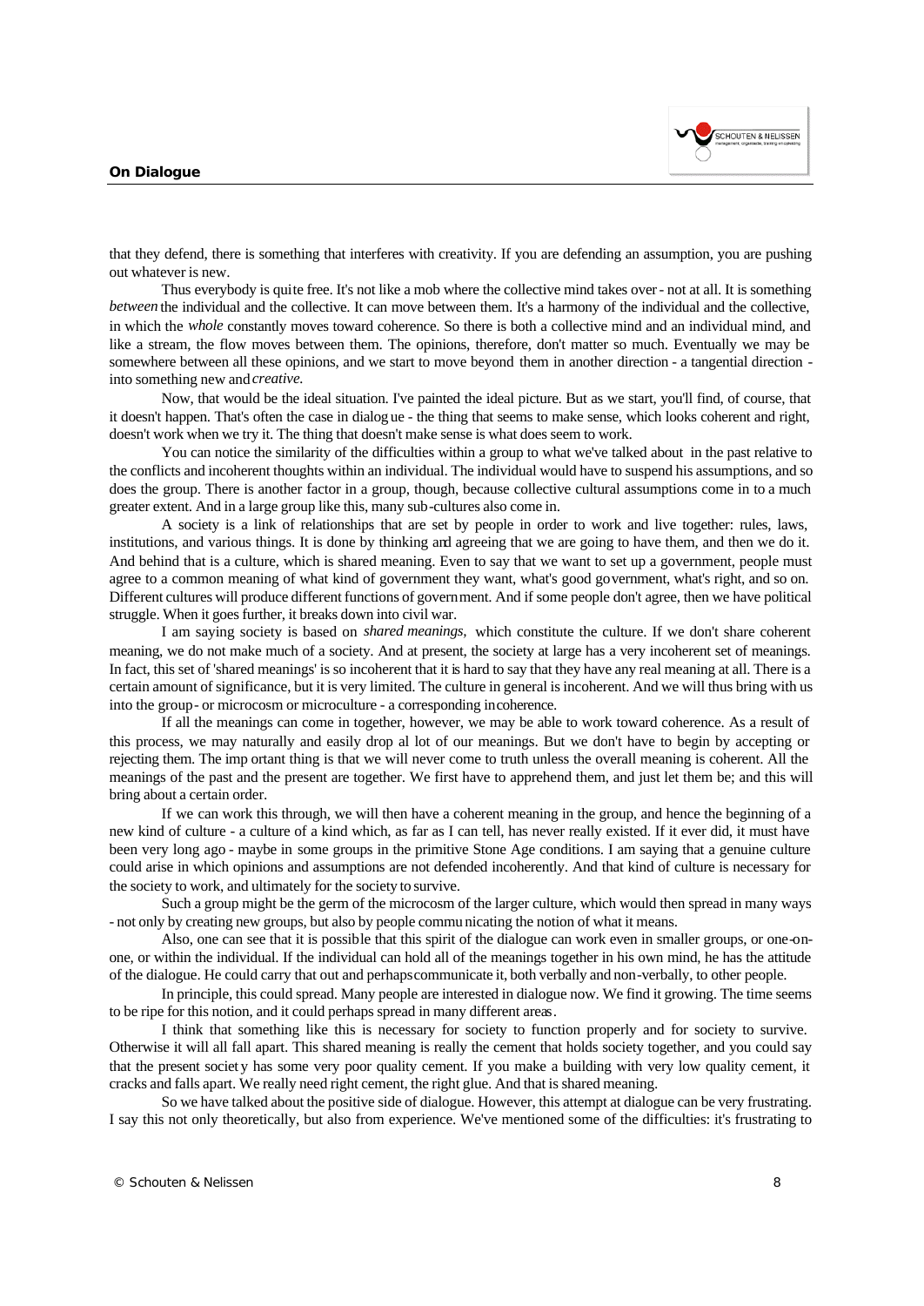that they defend, there is something that interferes with creativity. If you are defending an assumption, you are pushing out whatever is new.

Thus everybody is quite free. It's not like a mob where the collective mind takes over - not at all. It is something *between* the individual and the collective. It can move between them. It's a harmony of the individual and the collective, in which the *whole* constantly moves toward coherence. So there is both a collective mind and an individual mind, and like a stream, the flow moves between them. The opinions, therefore, don't matter so much. Eventually we may be somewhere between all these opinions, and we start to move beyond them in another direction - a tangential direction - into something new and *creative.*

Now, that would be the ideal situation. I've painted the ideal picture. But as we start, you'll find, of course, that it doesn't happen. That's often the case in dialogue - the thing that seems to make sense, which looks coherent and right, doesn't work when we try it. The thing that doesn't make sense is what does seem to work.

You can notice the similarity of the difficulties within a group to what we've talked about in the past relative to the conflicts and incoherent thoughts within an individual. The individual would have to suspend his assumptions, and so does the group. There is another factor in a group, though, because collective cultural assumptions come in to a much greater extent. And in a large group like this, many sub-cultures also come in.

A society is a link of relationships that are set by people in order to work and live together: rules, laws, institutions, and various things. It is done by thinking and agreeing that we are going to have them, and then we do it. And behind that is a culture, which is shared meaning. Even to say that we want to set up a government, people must agree to a common meaning of what kind of government they want, what's good government, what's right, and so on. Different cultures will produce different functions of government. And if some people don't agree, then we have political struggle. When it goes further, it breaks down into civil war.

I am saying society is based on *shared meanings,* which constitute the culture. If we don't share coherent meaning, we do not make much of a society. And at present, the society at large has a very incoherent set of meanings. In fact, this set of 'shared meanings' is so incoherent that it is hard to say that they have any real meaning at all. There is a certain amount of significance, but it is very limited. The culture in general is incoherent. And we will thus bring with us into the group - or microcosm or microculture - a corresponding incoherence.

If all the meanings can come in together, however, we may be able to work toward coherence. As a result of this process, we may naturally and easily drop al lot of our meanings. But we don't have to begin by accepting or rejecting them. The important thing is that we will never come to truth unless the overall meaning is coherent. All the meanings of the past and the present are together. We first have to apprehend them, and just let them be; and this will bring about a certain order.

If we can work this through, we will then have a coherent meaning in the group, and hence the beginning of a new kind of culture - a culture of a kind which, as far as I can tell, has never really existed. If it ever did, it must have been very long ago - maybe in some groups in the primitive Stone Age conditions. I am saying that a genuine culture could arise in which opinions and assumptions are not defended incoherently. And that kind of culture is necessary for the society to work, and ultimately for the society to survive.

Such a group might be the germ of the microcosm of the larger culture, which would then spread in many ways - not only by creating new groups, but also by people communicating the notion of what it means.

Also, one can see that it is possible that this spirit of the dialogue can work even in smaller groups, or one-on-one, or within the individual. If the individual can hold all of the meanings together in his own mind, he has the attitude of the dialogue. He could carry that out and perhaps communicate it, both verbally and non-verbally, to other people.

In principle, this could spread. Many people are interested in dialogue now. We find it growing. The time seems to be ripe for this notion, and it could perhaps spread in many different areas.

I think that something like this is necessary for society to function properly and for society to survive. Otherwise it will all fall apart. This shared meaning is really the cement that holds society together, and you could say that the present society has some very poor quality cement. If you make a building with very low quality cement, it cracks and falls apart. We really need right cement, the right glue. And that is shared meaning.

So we have talked about the positive side of dialogue. However, this attempt at dialogue can be very frustrating. I say this not only theoretically, but also from experience. We've mentioned some of the difficulties: it's frustrating to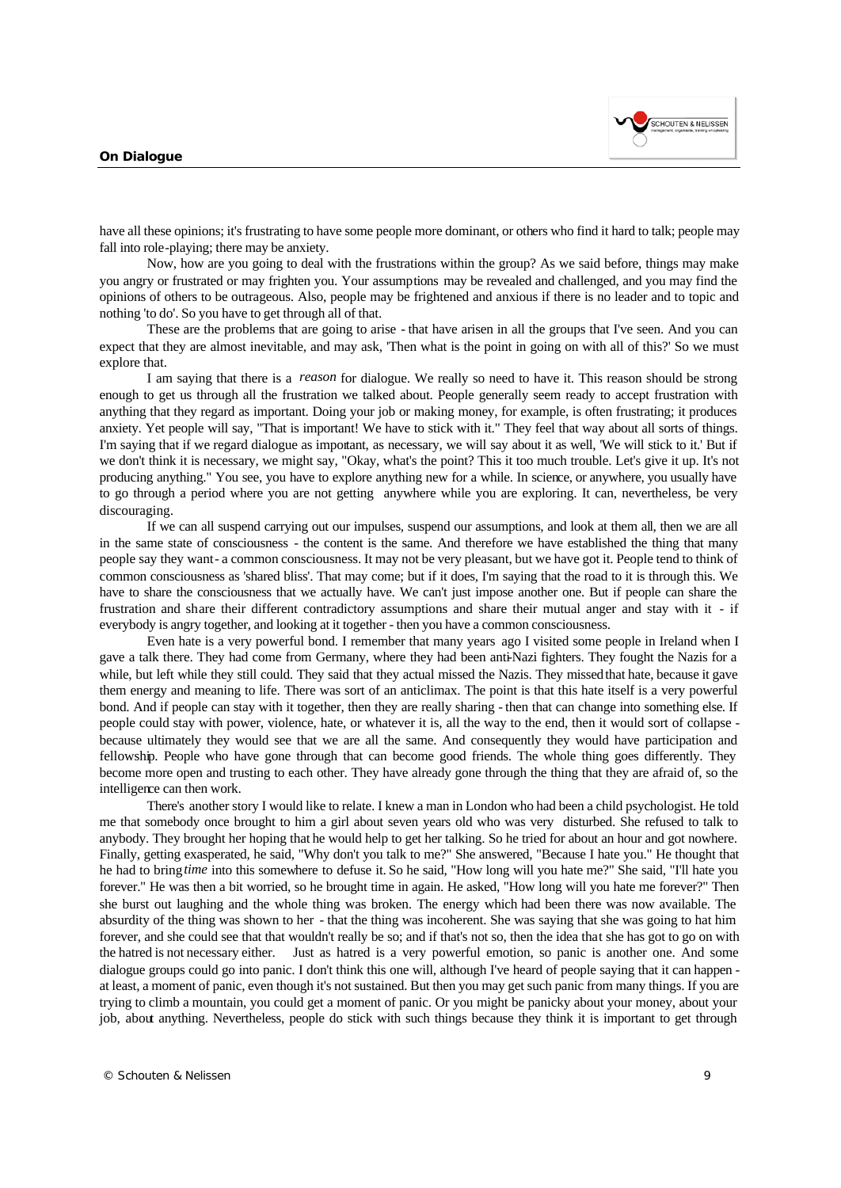have all these opinions; it's frustrating to have some people more dominant, or others who find it hard to talk; people may fall into role-playing; there may be anxiety.

Now, how are you going to deal with the frustrations within the group? As we said before, things may make you angry or frustrated or may frighten you. Your assumptions may be revealed and challenged, and you may find the opinions of others to be outrageous. Also, people may be frightened and anxious if there is no leader and to topic and nothing 'to do'. So you have to get through all of that.

These are the problems that are going to arise - that have arisen in all the groups that I've seen. And you can expect that they are almost inevitable, and may ask, 'Then what is the point in going on with all of this?' So we must explore that.

I am saying that there is a *reason* for dialogue. We really so need to have it. This reason should be strong enough to get us through all the frustration we talked about. People generally seem ready to accept frustration with anything that they regard as important. Doing your job or making money, for example, is often frustrating; it produces anxiety. Yet people will say, "That is important! We have to stick with it." They feel that way about all sorts of things. I'm saying that if we regard dialogue as important, as necessary, we will say about it as well, 'We will stick to it.' But if we don't think it is necessary, we might say, "Okay, what's the point? This it too much trouble. Let's give it up. It's not producing anything." You see, you have to explore anything new for a while. In science, or anywhere, you usually have to go through a period where you are not getting anywhere while you are exploring. It can, nevertheless, be very discouraging.

If we can all suspend carrying out our impulses, suspend our assumptions, and look at them all, then we are all in the same state of consciousness - the content is the same. And therefore we have established the thing that many people say they want - a common consciousness. It may not be very pleasant, but we have got it. People tend to think of common consciousness as 'shared bliss'. That may come; but if it does, I'm saying that the road to it is through this. We have to share the consciousness that we actually have. We can't just impose another one. But if people can share the frustration and share their different contradictory assumptions and share their mutual anger and stay with it - if everybody is angry together, and looking at it together - then you have a common consciousness.

Even hate is a very powerful bond. I remember that many years ago I visited some people in Ireland when I gave a talk there. They had come from Germany, where they had been anti-Nazi fighters. They fought the Nazis for a while, but left while they still could. They said that they actual missed the Nazis. They missed that hate, because it gave them energy and meaning to life. There was sort of an anticlimax. The point is that this hate itself is a very powerful bond. And if people can stay with it together, then they are really sharing - then that can change into something else. If people could stay with power, violence, hate, or whatever it is, all the way to the end, then it would sort of collapse - because ultimately they would see that we are all the same. And consequently they would have participation and fellowship. People who have gone through that can become good friends. The whole thing goes differently. They become more open and trusting to each other. They have already gone through the thing that they are afraid of, so the intelligence can then work.

There's another story I would like to relate. I knew a man in London who had been a child psychologist. He told me that somebody once brought to him a girl about seven years old who was very disturbed. She refused to talk to anybody. They brought her hoping that he would help to get her talking. So he tried for about an hour and got nowhere. Finally, getting exasperated, he said, "Why don't you talk to me?" She answered, "Because I hate you." He thought that he had to bring *time* into this somewhere to defuse it. So he said, "How long will you hate me?" She said, "I'll hate you forever." He was then a bit worried, so he brought time in again. He asked, "How long will you hate me forever?" Then she burst out laughing and the whole thing was broken. The energy which had been there was now available. The absurdity of the thing was shown to her - that the thing was incoherent. She was saying that she was going to hat him forever, and she could see that that wouldn't really be so; and if that's not so, then the idea that she has got to go on with the hatred is not necessary either. Just as hatred is a very powerful emotion, so panic is another one. And some dialogue groups could go into panic. I don't think this one will, although I've heard of people saying that it can happen - at least, a moment of panic, even though it's not sustained. But then you may get such panic from many things. If you are trying to climb a mountain, you could get a moment of panic. Or you might be panicky about your money, about your job, about anything. Nevertheless, people do stick with such things because they think it is important to get through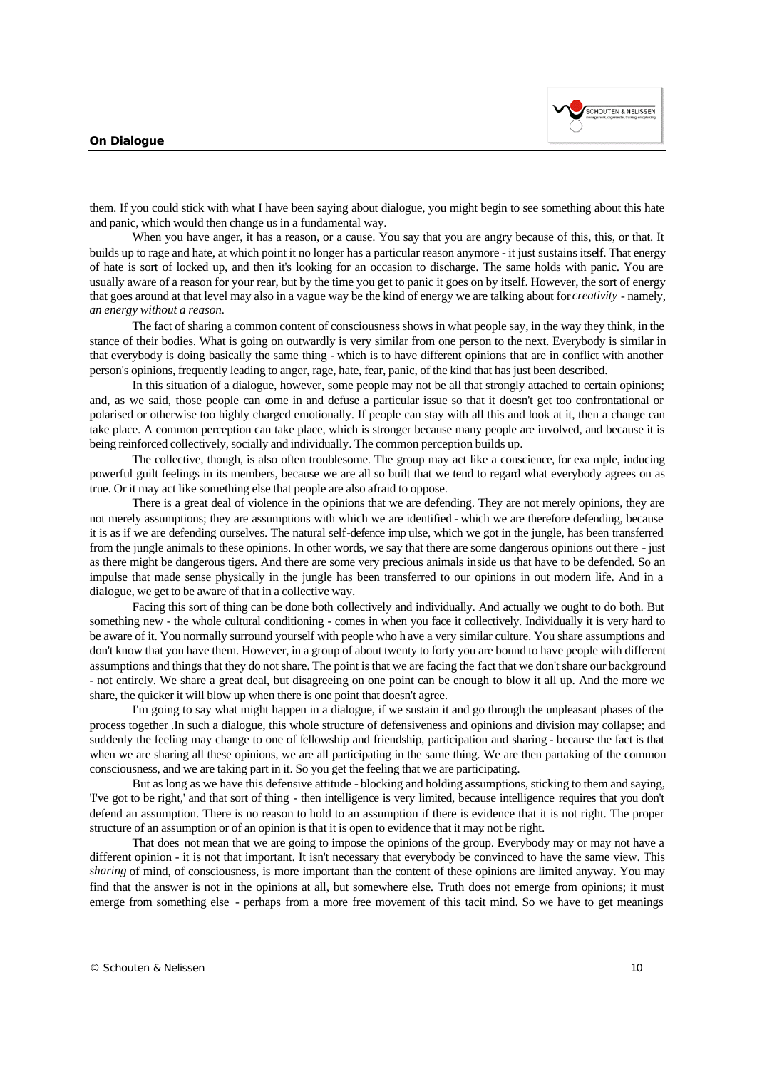them. If you could stick with what I have been saying about dialogue, you might begin to see something about this hate and panic, which would then change us in a fundamental way.

When you have anger, it has a reason, or a cause. You say that you are angry because of this, this, or that. It builds up to rage and hate, at which point it no longer has a particular reason anymore - it just sustains itself. That energy of hate is sort of locked up, and then it's looking for an occasion to discharge. The same holds with panic. You are usually aware of a reason for your rear, but by the time you get to panic it goes on by itself. However, the sort of energy that goes around at that level may also in a vague way be the kind of energy we are talking about for *creativity* - namely, *an energy without a reason.*

The fact of sharing a common content of consciousness shows in what people say, in the way they think, in the stance of their bodies. What is going on outwardly is very similar from one person to the next. Everybody is similar in that everybody is doing basically the same thing - which is to have different opinions that are in conflict with another person's opinions, frequently leading to anger, rage, hate, fear, panic, of the kind that has just been described.

In this situation of a dialogue, however, some people may not be all that strongly attached to certain opinions; and, as we said, those people can come in and defuse a particular issue so that it doesn't get too confrontational or polarised or otherwise too highly charged emotionally. If people can stay with all this and look at it, then a change can take place. A common perception can take place, which is stronger because many people are involved, and because it is being reinforced collectively, socially and individually. The common perception builds up.

The collective, though, is also often troublesome. The group may act like a conscience, for example, inducing powerful guilt feelings in its members, because we are all so built that we tend to regard what everybody agrees on as true. Or it may act like something else that people are also afraid to oppose.

There is a great deal of violence in the opinions that we are defending. They are not merely opinions, they are not merely assumptions; they are assumptions with which we are identified - which we are therefore defending, because it is as if we are defending ourselves. The natural self-defence impulse, which we got in the jungle, has been transferred from the jungle animals to these opinions. In other words, we say that there are some dangerous opinions out there - just as there might be dangerous tigers. And there are some very precious animals inside us that have to be defended. So an impulse that made sense physically in the jungle has been transferred to our opinions in out modern life. And in a dialogue, we get to be aware of that in a collective way.

Facing this sort of thing can be done both collectively and individually. And actually we ought to do both. But something new - the whole cultural conditioning - comes in when you face it collectively. Individually it is very hard to be aware of it. You normally surround yourself with people who have a very similar culture. You share assumptions and don't know that you have them. However, in a group of about twenty to forty you are bound to have people with different assumptions and things that they do not share. The point is that we are facing the fact that we don't share our background - not entirely. We share a great deal, but disagreeing on one point can be enough to blow it all up. And the more we share, the quicker it will blow up when there is one point that doesn't agree.

I'm going to say what might happen in a dialogue, if we sustain it and go through the unpleasant phases of the process together .In such a dialogue, this whole structure of defensiveness and opinions and division may collapse; and suddenly the feeling may change to one of fellowship and friendship, participation and sharing - because the fact is that when we are sharing all these opinions, we are all participating in the same thing. We are then partaking of the common consciousness, and we are taking part in it. So you get the feeling that we are participating.

But as long as we have this defensive attitude - blocking and holding assumptions, sticking to them and saying, 'I've got to be right,' and that sort of thing - then intelligence is very limited, because intelligence requires that you don't defend an assumption. There is no reason to hold to an assumption if there is evidence that it is not right. The proper structure of an assumption or of an opinion is that it is open to evidence that it may not be right.

That does not mean that we are going to impose the opinions of the group. Everybody may or may not have a different opinion - it is not that important. It isn't necessary that everybody be convinced to have the same view. This *sharing* of mind, of consciousness, is more important than the content of these opinions are limited anyway. You may find that the answer is not in the opinions at all, but somewhere else. Truth does not emerge from opinions; it must emerge from something else - perhaps from a more free movement of this tacit mind. So we have to get meanings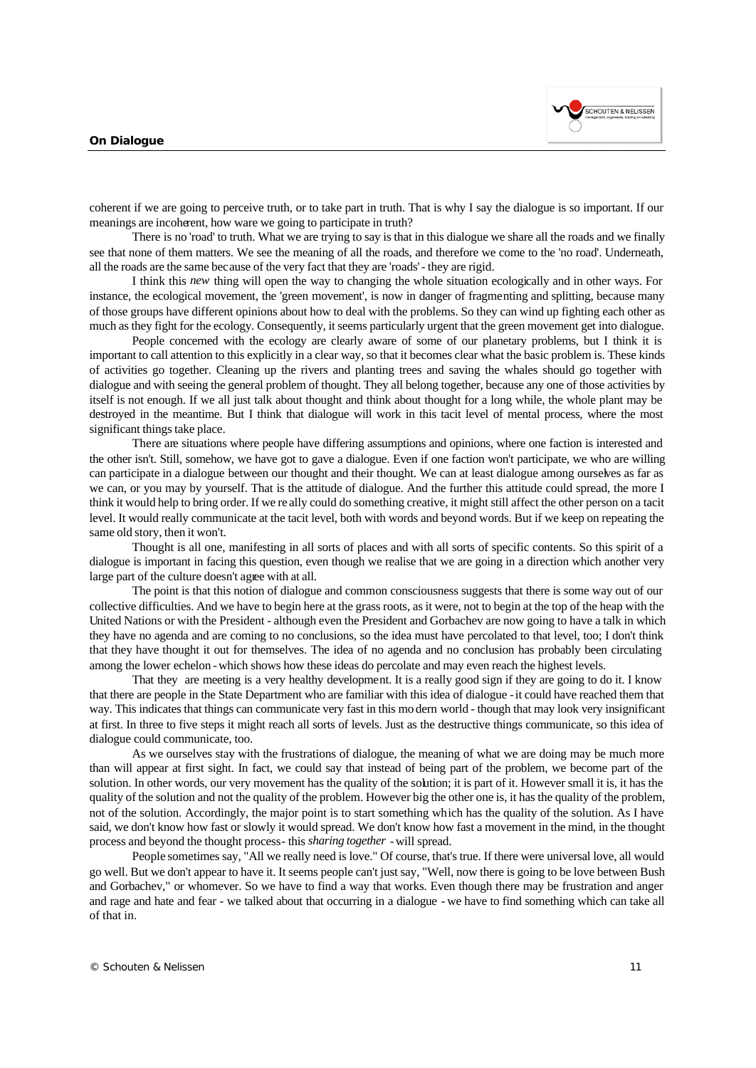coherent if we are going to perceive truth, or to take part in truth. That is why I say the dialogue is so important. If our meanings are incoherent, how ware we going to participate in truth?

There is no 'road' to truth. What we are trying to say is that in this dialogue we share all the roads and we finally see that none of them matters. We see the meaning of all the roads, and therefore we come to the 'no road'. Underneath, all the roads are the same because of the very fact that they are 'roads' - they are rigid.

I think this *new* thing will open the way to changing the whole situation ecologically and in other ways. For instance, the ecological movement, the 'green movement', is now in danger of fragmenting and splitting, because many of those groups have different opinions about how to deal with the problems. So they can wind up fighting each other as much as they fight for the ecology. Consequently, it seems particularly urgent that the green movement get into dialogue.

People concerned with the ecology are clearly aware of some of our planetary problems, but I think it is important to call attention to this explicitly in a clear way, so that it becomes clear what the basic problem is. These kinds of activities go together. Cleaning up the rivers and planting trees and saving the whales should go together with dialogue and with seeing the general problem of thought. They all belong together, because any one of those activities by itself is not enough. If we all just talk about thought and think about thought for a long while, the whole plant may be destroyed in the meantime. But I think that dialogue will work in this tacit level of mental process, where the most significant things take place.

There are situations where people have differing assumptions and opinions, where one faction is interested and the other isn't. Still, somehow, we have got to gave a dialogue. Even if one faction won't participate, we who are willing can participate in a dialogue between our thought and their thought. We can at least dialogue among ourselves as far as we can, or you may by yourself. That is the attitude of dialogue. And the further this attitude could spread, the more I think it would help to bring order. If we really could do something creative, it might still affect the other person on a tacit level. It would really communicate at the tacit level, both with words and beyond words. But if we keep on repeating the same old story, then it won't.

Thought is all one, manifesting in all sorts of places and with all sorts of specific contents. So this spirit of a dialogue is important in facing this question, even though we realise that we are going in a direction which another very large part of the culture doesn't agree with at all.

The point is that this notion of dialogue and common consciousness suggests that there is some way out of our collective difficulties. And we have to begin here at the grass roots, as it were, not to begin at the top of the heap with the United Nations or with the President - although even the President and Gorbachev are now going to have a talk in which they have no agenda and are coming to no conclusions, so the idea must have percolated to that level, too; I don't think that they have thought it out for themselves. The idea of no agenda and no conclusion has probably been circulating among the lower echelon - which shows how these ideas do percolate and may even reach the highest levels.

That they are meeting is a very healthy development. It is a really good sign if they are going to do it. I know that there are people in the State Department who are familiar with this idea of dialogue - it could have reached them that way. This indicates that things can communicate very fast in this modern world - though that may look very insignificant at first. In three to five steps it might reach all sorts of levels. Just as the destructive things communicate, so this idea of dialogue could communicate, too.

As we ourselves stay with the frustrations of dialogue, the meaning of what we are doing may be much more than will appear at first sight. In fact, we could say that instead of being part of the problem, we become part of the solution. In other words, our very movement has the quality of the solution; it is part of it. However small it is, it has the quality of the solution and not the quality of the problem. However big the other one is, it has the quality of the problem, not of the solution. Accordingly, the major point is to start something which has the quality of the solution. As I have said, we don't know how fast or slowly it would spread. We don't know how fast a movement in the mind, in the thought process and beyond the thought process - this *sharing together* - will spread.

People sometimes say, "All we really need is love." Of course, that's true. If there were universal love, all would go well. But we don't appear to have it. It seems people can't just say, "Well, now there is going to be love between Bush and Gorbachev," or whomever. So we have to find a way that works. Even though there may be frustration and anger and rage and hate and fear - we talked about that occurring in a dialogue - we have to find something which can take all of that in.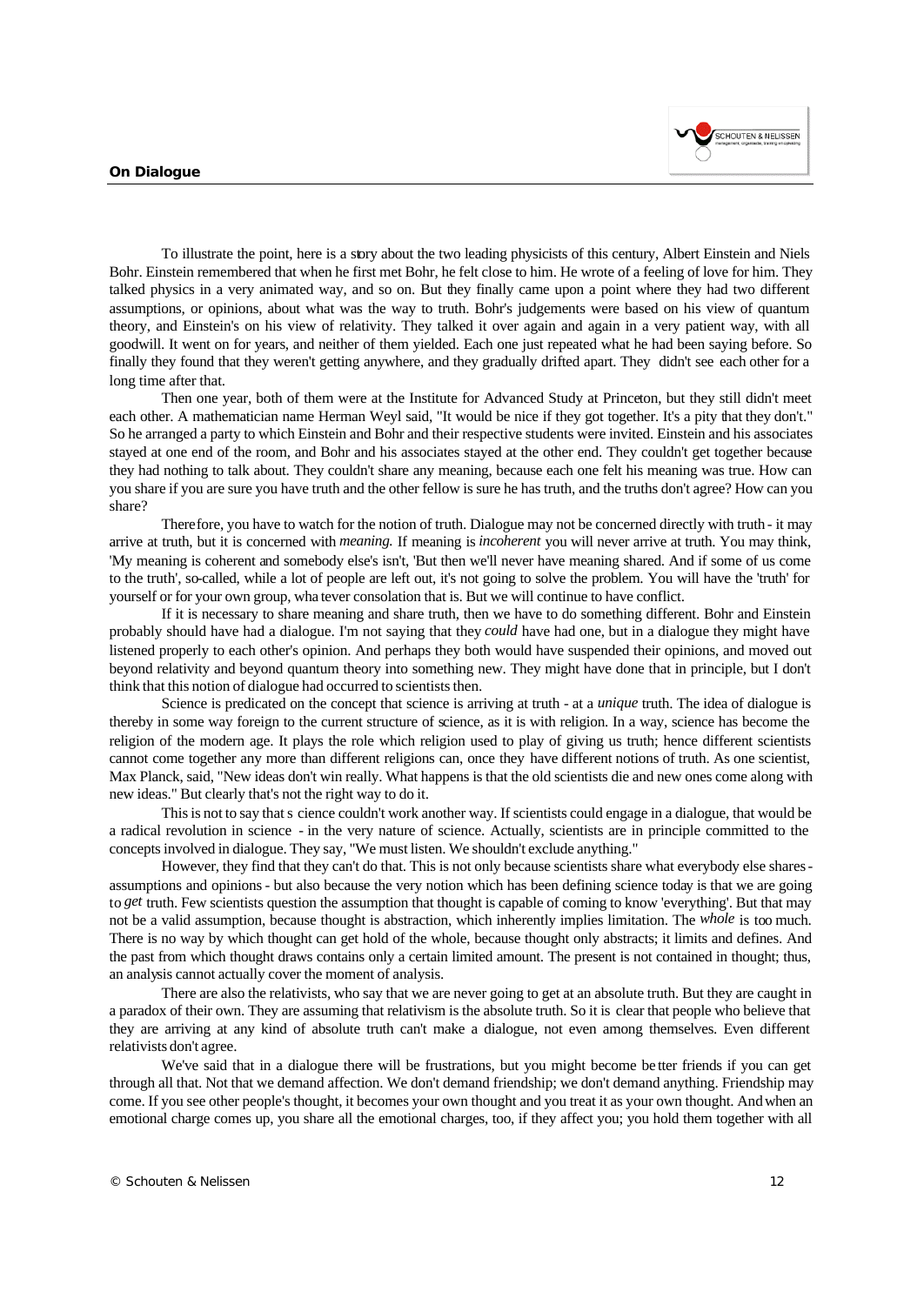To illustrate the point, here is a story about the two leading physicists of this century, Albert Einstein and Niels Bohr. Einstein remembered that when he first met Bohr, he felt close to him. He wrote of a feeling of love for him. They talked physics in a very animated way, and so on. But they finally came upon a point where they had two different assumptions, or opinions, about what was the way to truth. Bohr's judgements were based on his view of quantum theory, and Einstein's on his view of relativity. They talked it over again and again in a very patient way, with all goodwill. It went on for years, and neither of them yielded. Each one just repeated what he had been saying before. So finally they found that they weren't getting anywhere, and they gradually drifted apart. They didn't see each other for a long time after that.

Then one year, both of them were at the Institute for Advanced Study at Princeton, but they still didn't meet each other. A mathematician name Herman Weyl said, "It would be nice if they got together. It's a pity that they don't." So he arranged a party to which Einstein and Bohr and their respective students were invited. Einstein and his associates stayed at one end of the room, and Bohr and his associates stayed at the other end. They couldn't get together because they had nothing to talk about. They couldn't share any meaning, because each one felt his meaning was true. How can you share if you are sure you have truth and the other fellow is sure he has truth, and the truths don't agree? How can you share?

Therefore, you have to watch for the notion of truth. Dialogue may not be concerned directly with truth - it may arrive at truth, but it is concerned with *meaning.* If meaning is *incoherent* you will never arrive at truth. You may think, 'My meaning is coherent and somebody else's isn't, 'But then we'll never have meaning shared. And if some of us come to the truth', so-called, while a lot of people are left out, it's not going to solve the problem. You will have the 'truth' for yourself or for your own group, whatever consolation that is. But we will continue to have conflict.

If it is necessary to share meaning and share truth, then we have to do something different. Bohr and Einstein probably should have had a dialogue. I'm not saying that they *could* have had one, but in a dialogue they might have listened properly to each other's opinion. And perhaps they both would have suspended their opinions, and moved out beyond relativity and beyond quantum theory into something new. They might have done that in principle, but I don't think that this notion of dialogue had occurred to scientists then.

Science is predicated on the concept that science is arriving at truth - at a *unique* truth. The idea of dialogue is thereby in some way foreign to the current structure of science, as it is with religion. In a way, science has become the religion of the modern age. It plays the role which religion used to play of giving us truth; hence different scientists cannot come together any more than different religions can, once they have different notions of truth. As one scientist, Max Planck, said, "New ideas don't win really. What happens is that the old scientists die and new ones come along with new ideas." But clearly that's not the right way to do it.

This is not to say that s cience couldn't work another way. If scientists could engage in a dialogue, that would be a radical revolution in science - in the very nature of science. Actually, scientists are in principle committed to the concepts involved in dialogue. They say, "We must listen. We shouldn't exclude anything."

However, they find that they can't do that. This is not only because scientists share what everybody else shares - assumptions and opinions - but also because the very notion which has been defining science today is that we are going to *get* truth. Few scientists question the assumption that thought is capable of coming to know 'everything'. But that may not be a valid assumption, because thought is abstraction, which inherently implies limitation. The *whole* is too much. There is no way by which thought can get hold of the whole, because thought only abstracts; it limits and defines. And the past from which thought draws contains only a certain limited amount. The present is not contained in thought; thus, an analysis cannot actually cover the moment of analysis.

There are also the relativists, who say that we are never going to get at an absolute truth. But they are caught in a paradox of their own. They are assuming that relativism is the absolute truth. So it is clear that people who believe that they are arriving at any kind of absolute truth can't make a dialogue, not even among themselves. Even different relativists don't agree.

We've said that in a dialogue there will be frustrations, but you might become better friends if you can get through all that. Not that we demand affection. We don't demand friendship; we don't demand anything. Friendship may come. If you see other people's thought, it becomes your own thought and you treat it as your own thought. And when an emotional charge comes up, you share all the emotional charges, too, if they affect you; you hold them together with all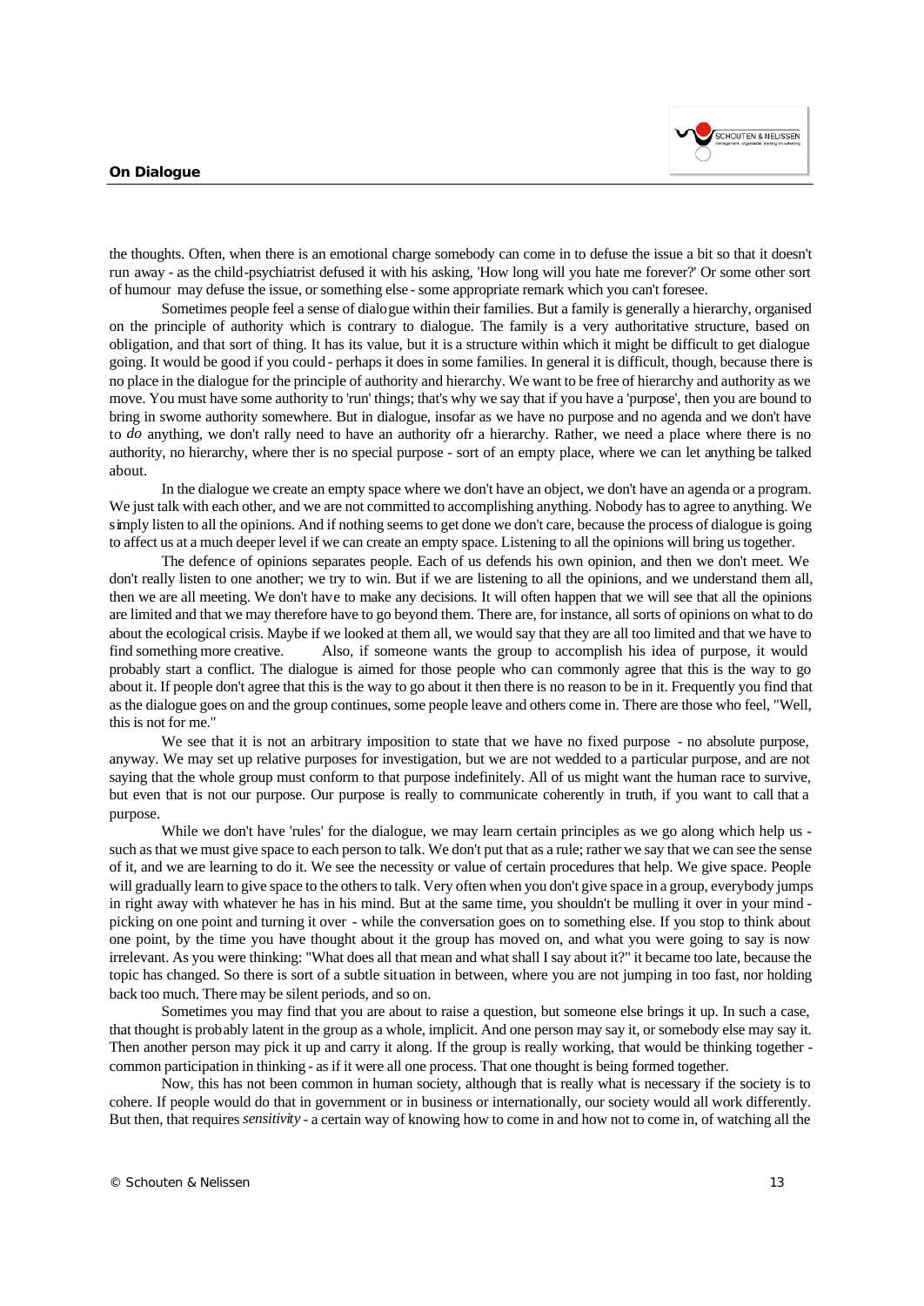the thoughts. Often, when there is an emotional charge somebody can come in to defuse the issue a bit so that it doesn't run away - as the child-psychiatrist defused it with his asking, 'How long will you hate me forever?' Or some other sort of humour may defuse the issue, or something else - some appropriate remark which you can't foresee.

Sometimes people feel a sense of dialogue within their families. But a family is generally a hierarchy, organised on the principle of authority which is contrary to dialogue. The family is a very authoritative structure, based on obligation, and that sort of thing. It has its value, but it is a structure within which it might be difficult to get dialogue going. It would be good if you could - perhaps it does in some families. In general it is difficult, though, because there is no place in the dialogue for the principle of authority and hierarchy. We want to be free of hierarchy and authority as we move. You must have some authority to 'run' things; that's why we say that if you have a 'purpose', then you are bound to bring in swome authority somewhere. But in dialogue, insofar as we have no purpose and no agenda and we don't have to *do* anything, we don't rally need to have an authority ofr a hierarchy. Rather, we need a place where there is no authority, no hierarchy, where ther is no special purpose - sort of an empty place, where we can let anything be talked about.

In the dialogue we create an empty space where we don't have an object, we don't have an agenda or a program. We just talk with each other, and we are not committed to accomplishing anything. Nobody has to agree to anything. We simply listen to all the opinions. And if nothing seems to get done we don't care, because the process of dialogue is going to affect us at a much deeper level if we can create an empty space. Listening to all the opinions will bring us together.

The defence of opinions separates people. Each of us defends his own opinion, and then we don't meet. We don't really listen to one another; we try to win. But if we are listening to all the opinions, and we understand them all, then we are all meeting. We don't have to make any decisions. It will often happen that we will see that all the opinions are limited and that we may therefore have to go beyond them. There are, for instance, all sorts of opinions on what to do about the ecological crisis. Maybe if we looked at them all, we would say that they are all too limited and that we have to find something more creative. Also, if someone wants the group to accomplish his idea of purpose, it would probably start a conflict. The dialogue is aimed for those people who can commonly agree that this is the way to go about it. If people don't agree that this is the way to go about it then there is no reason to be in it. Frequently you find that as the dialogue goes on and the group continues, some people leave and others come in. There are those who feel, "Well, this is not for me."

We see that it is not an arbitrary imposition to state that we have no fixed purpose - no absolute purpose, anyway. We may set up relative purposes for investigation, but we are not wedded to a particular purpose, and are not saying that the whole group must conform to that purpose indefinitely. All of us might want the human race to survive, but even that is not our purpose. Our purpose is really to communicate coherently in truth, if you want to call that a purpose.

While we don't have 'rules' for the dialogue, we may learn certain principles as we go along which help us - such as that we must give space to each person to talk. We don't put that as a rule; rather we say that we can see the sense of it, and we are learning to do it. We see the necessity or value of certain procedures that help. We give space. People will gradually learn to give space to the others to talk. Very often when you don't give space in a group, everybody jumps in right away with whatever he has in his mind. But at the same time, you shouldn't be mulling it over in your mind - picking on one point and turning it over - while the conversation goes on to something else. If you stop to think about one point, by the time you have thought about it the group has moved on, and what you were going to say is now irrelevant. As you were thinking: "What does all that mean and what shall I say about it?" it became too late, because the topic has changed. So there is sort of a subtle situation in between, where you are not jumping in too fast, nor holding back too much. There may be silent periods, and so on.

Sometimes you may find that you are about to raise a question, but someone else brings it up. In such a case, that thought is probably latent in the group as a whole, implicit. And one person may say it, or somebody else may say it. Then another person may pick it up and carry it along. If the group is really working, that would be thinking together - common participation in thinking - as if it were all one process. That one thought is being formed together.

Now, this has not been common in human society, although that is really what is necessary if the society is to cohere. If people would do that in government or in business or internationally, our society would all work differently. But then, that requires *sensitivity* - a certain way of knowing how to come in and how not to come in, of watching all the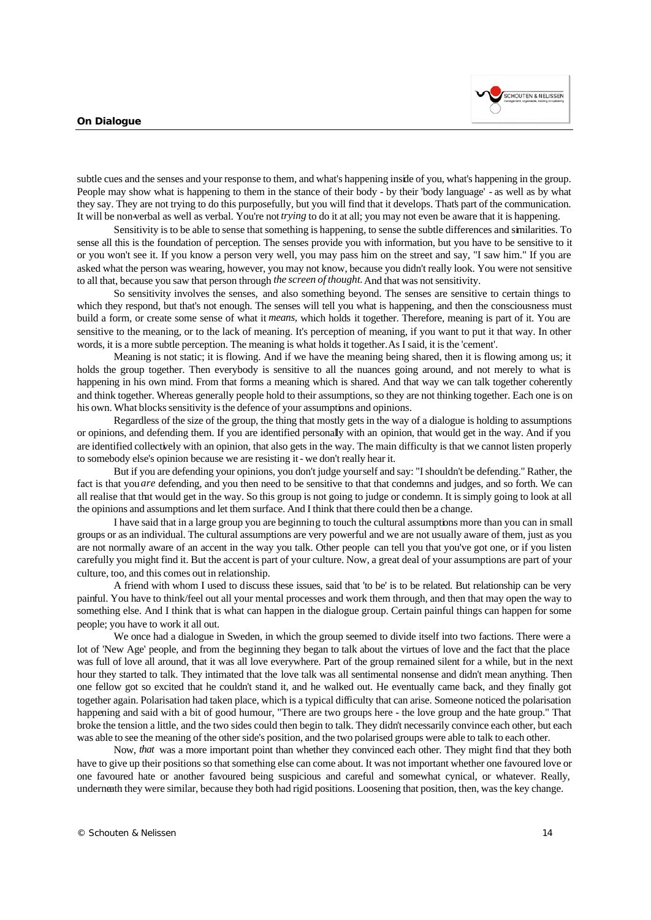subtle cues and the senses and your response to them, and what's happening inside of you, what's happening in the group. People may show what is happening to them in the stance of their body - by their 'body language' - as well as by what they say. They are not trying to do this purposefully, but you will find that it develops. That's part of the communication. It will be non-verbal as well as verbal. You're not *trying* to do it at all; you may not even be aware that it is happening.

Sensitivity is to be able to sense that something is happening, to sense the subtle differences and similarities. To sense all this is the foundation of perception. The senses provide you with information, but you have to be sensitive to it or you won't see it. If you know a person very well, you may pass him on the street and say, "I saw him." If you are asked what the person was wearing, however, you may not know, because you didn't really look. You were not sensitive to all that, because you saw that person through *the screen of thought.* And that was not sensitivity.

So sensitivity involves the senses, and also something beyond. The senses are sensitive to certain things to which they respond, but that's not enough. The senses will tell you what is happening, and then the consciousness must build a form, or create some sense of what it *means,* which holds it together. Therefore, meaning is part of it. You are sensitive to the meaning, or to the lack of meaning. It's perception of meaning, if you want to put it that way. In other words, it is a more subtle perception. The meaning is what holds it together. As I said, it is the 'cement'.

Meaning is not static; it is flowing. And if we have the meaning being shared, then it is flowing among us; it holds the group together. Then everybody is sensitive to all the nuances going around, and not merely to what is happening in his own mind. From that forms a meaning which is shared. And that way we can talk together coherently and think together. Whereas generally people hold to their assumptions, so they are not thinking together. Each one is on his own. What blocks sensitivity is the defence of your assumptions and opinions.

Regardless of the size of the group, the thing that mostly gets in the way of a dialogue is holding to assumptions or opinions, and defending them. If you are identified personally with an opinion, that would get in the way. And if you are identified collectively with an opinion, that also gets in the way. The main difficulty is that we cannot listen properly to somebody else's opinion because we are resisting it - we don't really hear it.

But if you are defending your opinions, you don't judge yourself and say: "I shouldn't be defending." Rather, the fact is that you *are* defending, and you then need to be sensitive to that that condemns and judges, and so forth. We can all realise that that would get in the way. So this group is not going to judge or condemn. It is simply going to look at all the opinions and assumptions and let them surface. And I think that there could then be a change.

I have said that in a large group you are beginning to touch the cultural assumptions more than you can in small groups or as an individual. The cultural assumptions are very powerful and we are not usually aware of them, just as you are not normally aware of an accent in the way you talk. Other people can tell you that you've got one, or if you listen carefully you might find it. But the accent is part of your culture. Now, a great deal of your assumptions are part of your culture, too, and this comes out in relationship.

A friend with whom I used to discuss these issues, said that 'to be' is to be related. But relationship can be very painful. You have to think/feel out all your mental processes and work them through, and then that may open the way to something else. And I think that is what can happen in the dialogue group. Certain painful things can happen for some people; you have to work it all out.

We once had a dialogue in Sweden, in which the group seemed to divide itself into two factions. There were a lot of 'New Age' people, and from the beginning they began to talk about the virtues of love and the fact that the place was full of love all around, that it was all love everywhere. Part of the group remained silent for a while, but in the next hour they started to talk. They intimated that the love talk was all sentimental nonsense and didn't mean anything. Then one fellow got so excited that he couldn't stand it, and he walked out. He eventually came back, and they finally got together again. Polarisation had taken place, which is a typical difficulty that can arise. Someone noticed the polarisation happening and said with a bit of good humour, "There are two groups here - the love group and the hate group." That broke the tension a little, and the two sides could then begin to talk. They didn't necessarily convince each other, but each was able to see the meaning of the other side's position, and the two polarised groups were able to talk to each other.

Now, *that* was a more important point than whether they convinced each other. They might find that they both have to give up their positions so that something else can come about. It was not important whether one favoured love or one favoured hate or another favoured being suspicious and careful and somewhat cynical, or whatever. Really, underneath they were similar, because they both had rigid positions. Loosening that position, then, was the key change.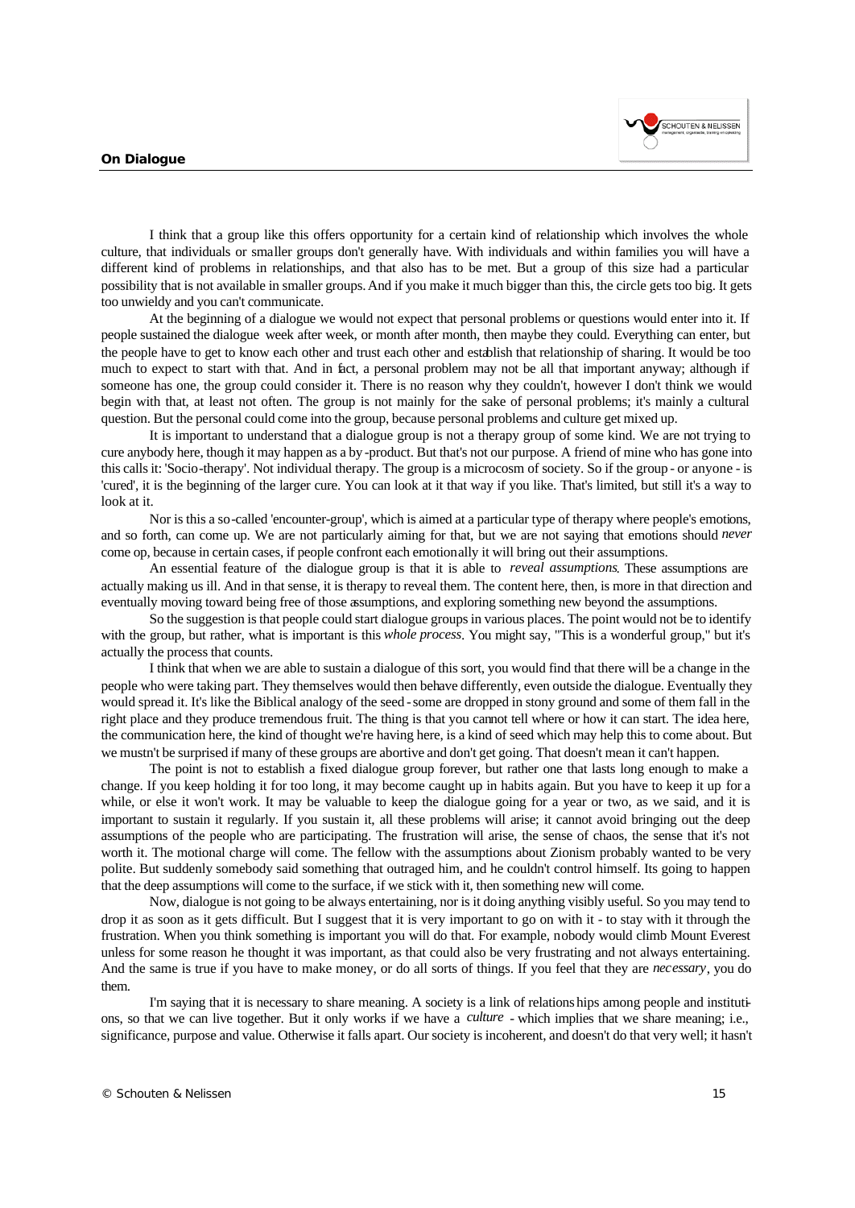I think that a group like this offers opportunity for a certain kind of relationship which involves the whole culture, that individuals or smaller groups don't generally have. With individuals and within families you will have a different kind of problems in relationships, and that also has to be met. But a group of this size had a particular possibility that is not available in smaller groups. And if you make it much bigger than this, the circle gets too big. It gets too unwieldy and you can't communicate.

At the beginning of a dialogue we would not expect that personal problems or questions would enter into it. If people sustained the dialogue week after week, or month after month, then maybe they could. Everything can enter, but the people have to get to know each other and trust each other and establish that relationship of sharing. It would be too much to expect to start with that. And in fact, a personal problem may not be all that important anyway; although if someone has one, the group could consider it. There is no reason why they couldn't, however I don't think we would begin with that, at least not often. The group is not mainly for the sake of personal problems; it's mainly a cultural question. But the personal could come into the group, because personal problems and culture get mixed up.

It is important to understand that a dialogue group is not a therapy group of some kind. We are not trying to cure anybody here, though it may happen as a by-product. But that's not our purpose. A friend of mine who has gone into this calls it: 'Socio-therapy'. Not individual therapy. The group is a microcosm of society. So if the group - or anyone - is 'cured', it is the beginning of the larger cure. You can look at it that way if you like. That's limited, but still it's a way to look at it.

Nor is this a so-called 'encounter-group', which is aimed at a particular type of therapy where people's emotions, and so forth, can come up. We are not particularly aiming for that, but we are not saying that emotions should *never* come op, because in certain cases, if people confront each emotionally it will bring out their assumptions.

An essential feature of the dialogue group is that it is able to *reveal assumptions*. These assumptions are actually making us ill. And in that sense, it is therapy to reveal them. The content here, then, is more in that direction and eventually moving toward being free of those assumptions, and exploring something new beyond the assumptions.

So the suggestion is that people could start dialogue groups in various places. The point would not be to identify with the group, but rather, what is important is this *whole process*. You might say, "This is a wonderful group," but it's actually the process that counts.

I think that when we are able to sustain a dialogue of this sort, you would find that there will be a change in the people who were taking part. They themselves would then behave differently, even outside the dialogue. Eventually they would spread it. It's like the Biblical analogy of the seed - some are dropped in stony ground and some of them fall in the right place and they produce tremendous fruit. The thing is that you cannot tell where or how it can start. The idea here, the communication here, the kind of thought we're having here, is a kind of seed which may help this to come about. But we mustn't be surprised if many of these groups are abortive and don't get going. That doesn't mean it can't happen.

The point is not to establish a fixed dialogue group forever, but rather one that lasts long enough to make a change. If you keep holding it for too long, it may become caught up in habits again. But you have to keep it up for a while, or else it won't work. It may be valuable to keep the dialogue going for a year or two, as we said, and it is important to sustain it regularly. If you sustain it, all these problems will arise; it cannot avoid bringing out the deep assumptions of the people who are participating. The frustration will arise, the sense of chaos, the sense that it's not worth it. The motional charge will come. The fellow with the assumptions about Zionism probably wanted to be very polite. But suddenly somebody said something that outraged him, and he couldn't control himself. Its going to happen that the deep assumptions will come to the surface, if we stick with it, then something new will come.

Now, dialogue is not going to be always entertaining, nor is it doing anything visibly useful. So you may tend to drop it as soon as it gets difficult. But I suggest that it is very important to go on with it - to stay with it through the frustration. When you think something is important you will do that. For example, nobody would climb Mount Everest unless for some reason he thought it was important, as that could also be very frustrating and not always entertaining. And the same is true if you have to make money, or do all sorts of things. If you feel that they are *necessary*, you do them.

I'm saying that it is necessary to share meaning. A society is a link of relationships among people and institutions, so that we can live together. But it only works if we have a *culture* - which implies that we share meaning; i.e., significance, purpose and value. Otherwise it falls apart. Our society is incoherent, and doesn't do that very well; it hasn't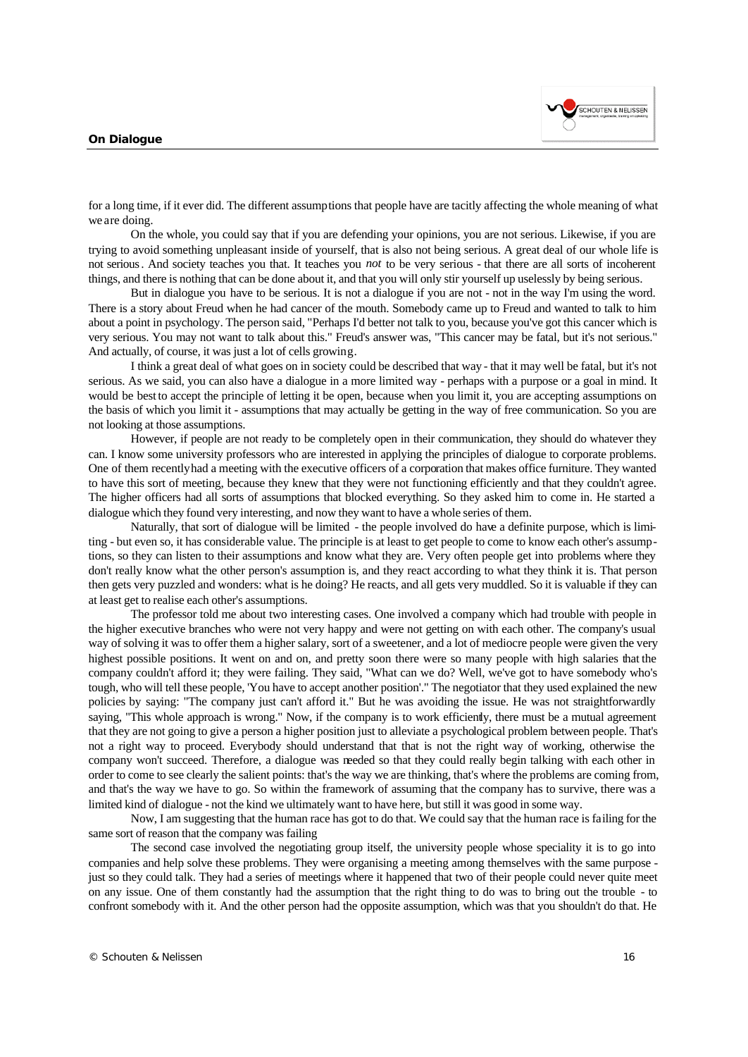for a long time, if it ever did. The different assumptions that people have are tacitly affecting the whole meaning of what we are doing.

On the whole, you could say that if you are defending your opinions, you are not serious. Likewise, if you are trying to avoid something unpleasant inside of yourself, that is also not being serious. A great deal of our whole life is not serious. And society teaches you that. It teaches you *not* to be very serious - that there are all sorts of incoherent things, and there is nothing that can be done about it, and that you will only stir yourself up uselessly by being serious.

But in dialogue you have to be serious. It is not a dialogue if you are not - not in the way I'm using the word. There is a story about Freud when he had cancer of the mouth. Somebody came up to Freud and wanted to talk to him about a point in psychology. The person said, "Perhaps I'd better not talk to you, because you've got this cancer which is very serious. You may not want to talk about this." Freud's answer was, "This cancer may be fatal, but it's not serious." And actually, of course, it was just a lot of cells growing.

I think a great deal of what goes on in society could be described that way - that it may well be fatal, but it's not serious. As we said, you can also have a dialogue in a more limited way - perhaps with a purpose or a goal in mind. It would be best to accept the principle of letting it be open, because when you limit it, you are accepting assumptions on the basis of which you limit it - assumptions that may actually be getting in the way of free communication. So you are not looking at those assumptions.

However, if people are not ready to be completely open in their communication, they should do whatever they can. I know some university professors who are interested in applying the principles of dialogue to corporate problems. One of them recently had a meeting with the executive officers of a corporation that makes office furniture. They wanted to have this sort of meeting, because they knew that they were not functioning efficiently and that they couldn't agree. The higher officers had all sorts of assumptions that blocked everything. So they asked him to come in. He started a dialogue which they found very interesting, and now they want to have a whole series of them.

Naturally, that sort of dialogue will be limited - the people involved do have a definite purpose, which is limiting - but even so, it has considerable value. The principle is at least to get people to come to know each other's assumptions, so they can listen to their assumptions and know what they are. Very often people get into problems where they don't really know what the other person's assumption is, and they react according to what they think it is. That person then gets very puzzled and wonders: what is he doing? He reacts, and all gets very muddled. So it is valuable if they can at least get to realise each other's assumptions.

The professor told me about two interesting cases. One involved a company which had trouble with people in the higher executive branches who were not very happy and were not getting on with each other. The company's usual way of solving it was to offer them a higher salary, sort of a sweetener, and a lot of mediocre people were given the very highest possible positions. It went on and on, and pretty soon there were so many people with high salaries that the company couldn't afford it; they were failing. They said, "What can we do? Well, we've got to have somebody who's tough, who will tell these people, 'You have to accept another position'." The negotiator that they used explained the new policies by saying: "The company just can't afford it." But he was avoiding the issue. He was not straightforwardly saying, "This whole approach is wrong." Now, if the company is to work efficiently, there must be a mutual agreement that they are not going to give a person a higher position just to alleviate a psychological problem between people. That's not a right way to proceed. Everybody should understand that that is not the right way of working, otherwise the company won't succeed. Therefore, a dialogue was needed so that they could really begin talking with each other in order to come to see clearly the salient points: that's the way we are thinking, that's where the problems are coming from, and that's the way we have to go. So within the framework of assuming that the company has to survive, there was a limited kind of dialogue - not the kind we ultimately want to have here, but still it was good in some way.

Now, I am suggesting that the human race has got to do that. We could say that the human race is failing for the same sort of reason that the company was failing

The second case involved the negotiating group itself, the university people whose speciality it is to go into companies and help solve these problems. They were organising a meeting among themselves with the same purpose - just so they could talk. They had a series of meetings where it happened that two of their people could never quite meet on any issue. One of them constantly had the assumption that the right thing to do was to bring out the trouble - to confront somebody with it. And the other person had the opposite assumption, which was that you shouldn't do that. He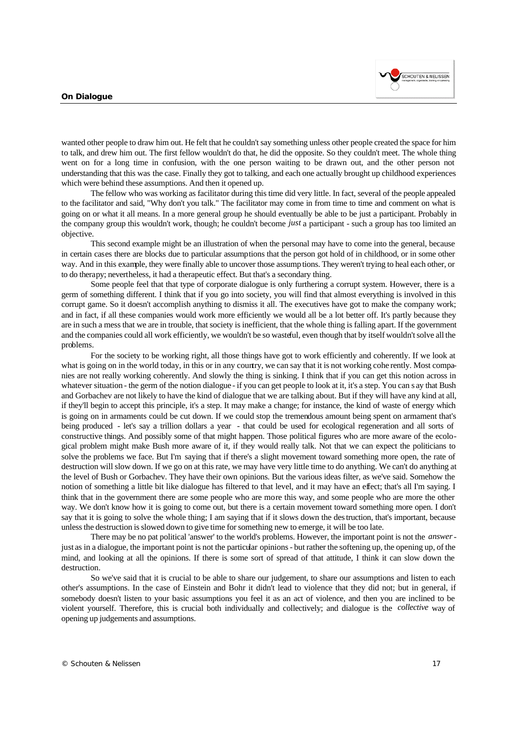wanted other people to draw him out. He felt that he couldn't say something unless other people created the space for him to talk, and drew him out. The first fellow wouldn't do that, he did the opposite. So they couldn't meet. The whole thing went on for a long time in confusion, with the one person waiting to be drawn out, and the other person not understanding that this was the case. Finally they got to talking, and each one actually brought up childhood experiences which were behind these assumptions. And then it opened up.

The fellow who was working as facilitator during this time did very little. In fact, several of the people appealed to the facilitator and said, "Why don't you talk." The facilitator may come in from time to time and comment on what is going on or what it all means. In a more general group he should eventually be able to be just a participant. Probably in the company group this wouldn't work, though; he couldn't become *just* a participant - such a group has too limited an objective.

This second example might be an illustration of when the personal may have to come into the general, because in certain cases there are blocks due to particular assumptions that the person got hold of in childhood, or in some other way. And in this example, they were finally able to uncover those assumptions. They weren't trying to heal each other, or to do therapy; nevertheless, it had a therapeutic effect. But that's a secondary thing.

Some people feel that that type of corporate dialogue is only furthering a corrupt system. However, there is a germ of something different. I think that if you go into society, you will find that almost everything is involved in this corrupt game. So it doesn't accomplish anything to dismiss it all. The executives have got to make the company work; and in fact, if all these companies would work more efficiently we would all be a lot better off. It's partly because they are in such a mess that we are in trouble, that society is inefficient, that the whole thing is falling apart. If the government and the companies could all work efficiently, we wouldn't be so wasteful, even though that by itself wouldn't solve all the problems.

For the society to be working right, all those things have got to work efficiently and coherently. If we look at what is going on in the world today, in this or in any country, we can say that it is not working coherently. Most companies are not really working coherently. And slowly the thing is sinking. I think that if you can get this notion across in whatever situation - the germ of the notion dialogue - if you can get people to look at it, it's a step. You can say that Bush and Gorbachev are not likely to have the kind of dialogue that we are talking about. But if they will have any kind at all, if they'll begin to accept this principle, it's a step. It may make a change; for instance, the kind of waste of energy which is going on in armaments could be cut down. If we could stop the tremendous amount being spent on armament that's being produced - let's say a trillion dollars a year - that could be used for ecological regeneration and all sorts of constructive things. And possibly some of that might happen. Those political figures who are more aware of the ecological problem might make Bush more aware of it, if they would really talk. Not that we can expect the politicians to solve the problems we face. But I'm saying that if there's a slight movement toward something more open, the rate of destruction will slow down. If we go on at this rate, we may have very little time to do anything. We can't do anything at the level of Bush or Gorbachev. They have their own opinions. But the various ideas filter, as we've said. Somehow the notion of something a little bit like dialogue has filtered to that level, and it may have an effect; that's all I'm saying. I think that in the government there are some people who are more this way, and some people who are more the other way. We don't know how it is going to come out, but there is a certain movement toward something more open. I don't say that it is going to solve the whole thing; I am saying that if it slows down the destruction, that's important, because unless the destruction is slowed down to give time for something new to emerge, it will be too late.

There may be no pat political 'answer' to the world's problems. However, the important point is not the *answer* - just as in a dialogue, the important point is not the particular opinions - but rather the softening up, the opening up, of the mind, and looking at all the opinions. If there is some sort of spread of that attitude, I think it can slow down the destruction.

So we've said that it is crucial to be able to share our judgement, to share our assumptions and listen to each other's assumptions. In the case of Einstein and Bohr it didn't lead to violence that they did not; but in general, if somebody doesn't listen to your basic assumptions you feel it as an act of violence, and then you are inclined to be violent yourself. Therefore, this is crucial both individually and collectively; and dialogue is the *collective* way of opening up judgements and assumptions.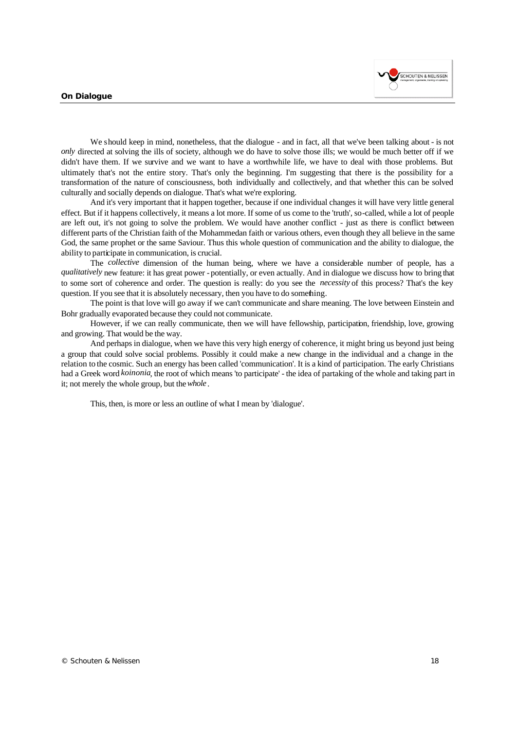We should keep in mind, nonetheless, that the dialogue - and in fact, all that we've been talking about - is not *only* directed at solving the ills of society, although we do have to solve those ills; we would be much better off if we didn't have them. If we survive and we want to have a worthwhile life, we have to deal with those problems. But ultimately that's not the entire story. That's only the beginning. I'm suggesting that there is the possibility for a transformation of the nature of consciousness, both individually and collectively, and that whether this can be solved culturally and socially depends on dialogue. That's what we're exploring.

And it's very important that it happen together, because if one individual changes it will have very little general effect. But if it happens collectively, it means a lot more. If some of us come to the 'truth', so-called, while a lot of people are left out, it's not going to solve the problem. We would have another conflict - just as there is conflict between different parts of the Christian faith of the Mohammedan faith or various others, even though they all believe in the same God, the same prophet or the same Saviour. Thus this whole question of communication and the ability to dialogue, the ability to participate in communication, is crucial.

The *collective* dimension of the human being, where we have a considerable number of people, has a *qualitatively* new feature: it has great power - potentially, or even actually. And in dialogue we discuss how to bring that to some sort of coherence and order. The question is really: do you see the *necessity* of this process? That's the key question. If you see that it is absolutely necessary, then you have to do something.

The point is that love will go away if we can't communicate and share meaning. The love between Einstein and Bohr gradually evaporated because they could not communicate.

However, if we can really communicate, then we will have fellowship, participation, friendship, love, growing and growing. That would be the way.

And perhaps in dialogue, when we have this very high energy of coherence, it might bring us beyond just being a group that could solve social problems. Possibly it could make a new change in the individual and a change in the relation to the cosmic. Such an energy has been called 'communication'. It is a kind of participation. The early Christians had a Greek word *koinonia*, the root of which means 'to participate' - the idea of partaking of the whole and taking part in it; not merely the whole group, but the *whole*.

This, then, is more or less an outline of what I mean by 'dialogue'.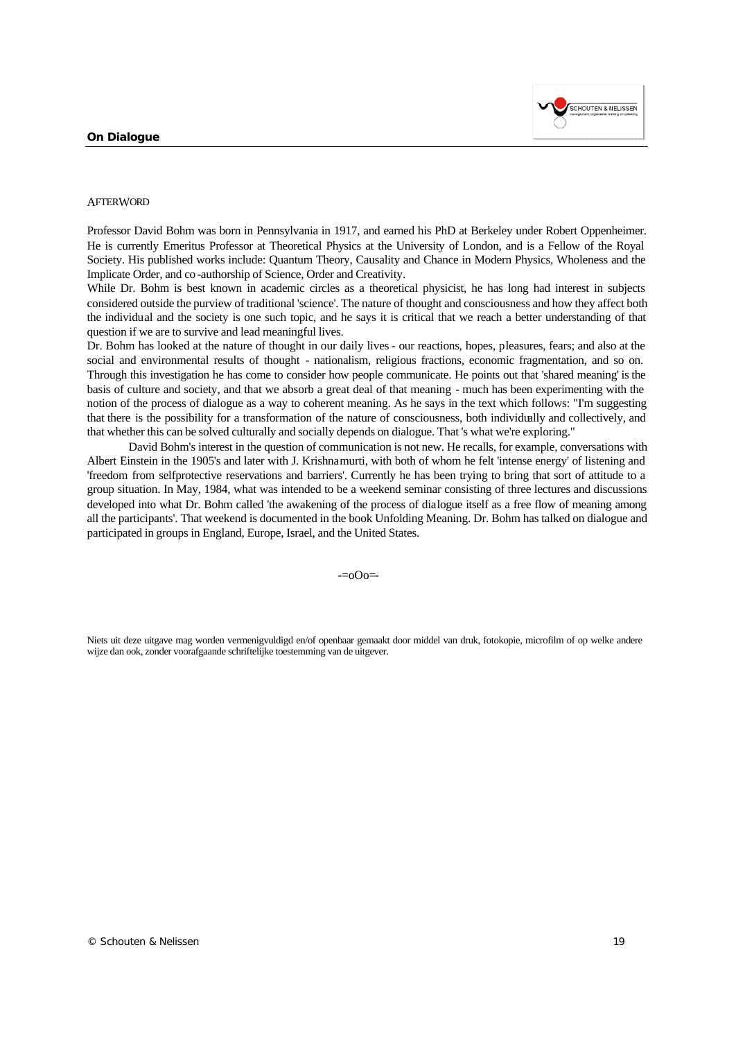AFTERWORD

Professor David Bohm was born in Pennsylvania in 1917, and earned his PhD at Berkeley under Robert Oppenheimer. He is currently Emeritus Professor at Theoretical Physics at the University of London, and is a Fellow of the Royal Society. His published works include: Quantum Theory, Causality and Chance in Modern Physics, Wholeness and the Implicate Order, and co-authorship of Science, Order and Creativity.

While Dr. Bohm is best known in academic circles as a theoretical physicist, he has long had interest in subjects considered outside the purview of traditional 'science'. The nature of thought and consciousness and how they affect both the individual and the society is one such topic, and he says it is critical that we reach a better understanding of that question if we are to survive and lead meaningful lives.

Dr. Bohm has looked at the nature of thought in our daily lives - our reactions, hopes, pleasures, fears; and also at the social and environmental results of thought - nationalism, religious fractions, economic fragmentation, and so on. Through this investigation he has come to consider how people communicate. He points out that 'shared meaning' is the basis of culture and society, and that we absorb a great deal of that meaning - much has been experimenting with the notion of the process of dialogue as a way to coherent meaning. As he says in the text which follows: "I'm suggesting that there is the possibility for a transformation of the nature of consciousness, both individually and collectively, and that whether this can be solved culturally and socially depends on dialogue. That 's what we're exploring."

David Bohm's interest in the question of communication is not new. He recalls, for example, conversations with Albert Einstein in the 1905's and later with J. Krishnamurti, with both of whom he felt 'intense energy' of listening and 'freedom from selfprotective reservations and barriers'. Currently he has been trying to bring that sort of attitude to a group situation. In May, 1984, what was intended to be a weekend seminar consisting of three lectures and discussions developed into what Dr. Bohm called 'the awakening of the process of dialogue itself as a free flow of meaning among all the participants'. That weekend is documented in the book Unfolding Meaning. Dr. Bohm has talked on dialogue and participated in groups in England, Europe, Israel, and the United States.

-=oOo=-

Niets uit deze uitgave mag worden vermenigvuldigd en/of openbaar gemaakt door middel van druk, fotokopie, microfilm of op welke andere wijze dan ook, zonder voorafgaande schriftelijke toestemming van de uitgever.